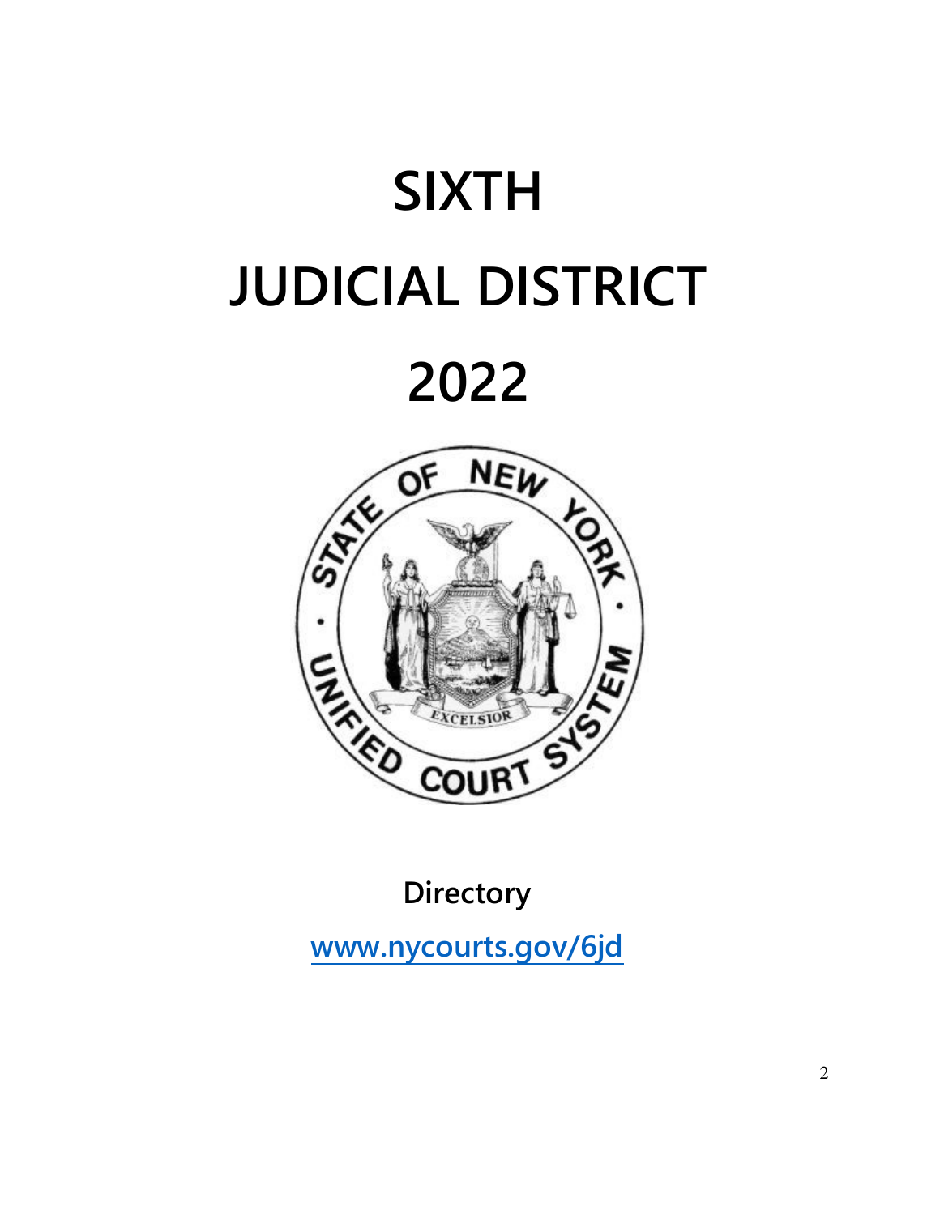# SIXTH

# JUDICIAL DISTRICT

# 2022

**Directory**

**www.nycourts.gov/6jd**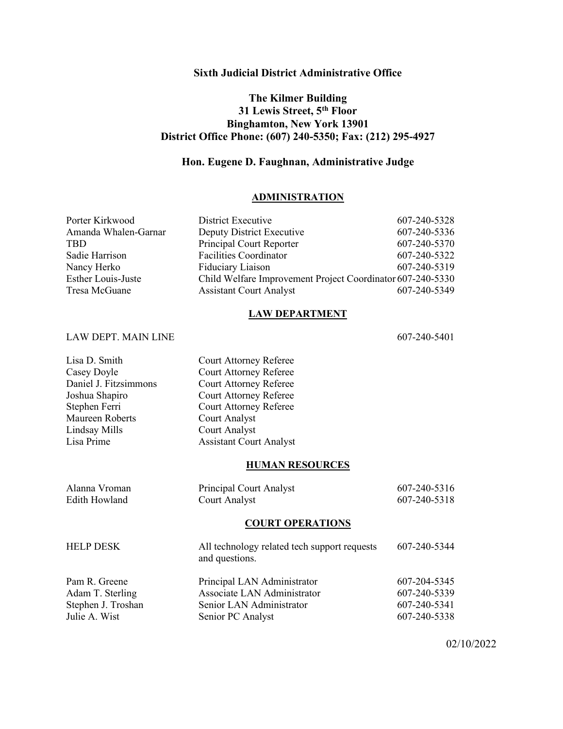**Sixth Judicial District Administrative Office**

**The Kilmer Building**
**31 Lewis Street, 5th Floor**
**Binghamton, New York 13901**
**District Office Phone: (607) 240-5350; Fax: (212) 295-4927**

**Hon. Eugene D. Faughnan, Administrative Judge**

## ADMINISTRATION

| | | |
|---|---|---|
| Porter Kirkwood | District Executive | 607-240-5328 |
| Amanda Whalen-Garnar | Deputy District Executive | 607-240-5336 |
| TBD | Principal Court Reporter | 607-240-5370 |
| Sadie Harrison | Facilities Coordinator | 607-240-5322 |
| Nancy Herko | Fiduciary Liaison | 607-240-5319 |
| Esther Louis-Juste | Child Welfare Improvement Project Coordinator | 607-240-5330 |
| Tresa McGuane | Assistant Court Analyst | 607-240-5349 |

## LAW DEPARTMENT

LAW DEPT. MAIN LINE 607-240-5401

| | |
|---|---|
| Lisa D. Smith | Court Attorney Referee |
| Casey Doyle | Court Attorney Referee |
| Daniel J. Fitzsimmons | Court Attorney Referee |
| Joshua Shapiro | Court Attorney Referee |
| Stephen Ferri | Court Attorney Referee |
| Maureen Roberts | Court Analyst |
| Lindsay Mills | Court Analyst |
| Lisa Prime | Assistant Court Analyst |

## HUMAN RESOURCES

| | | |
|---|---|---|
| Alanna Vroman | Principal Court Analyst | 607-240-5316 |
| Edith Howland | Court Analyst | 607-240-5318 |

## COURT OPERATIONS

| | | |
|---|---|---|
| HELP DESK | All technology related tech support requests and questions. | 607-240-5344 |
| Pam R. Greene | Principal LAN Administrator | 607-204-5345 |
| Adam T. Sterling | Associate LAN Administrator | 607-240-5339 |
| Stephen J. Troshan | Senior LAN Administrator | 607-240-5341 |
| Julie A. Wist | Senior PC Analyst | 607-240-5338 |

02/10/2022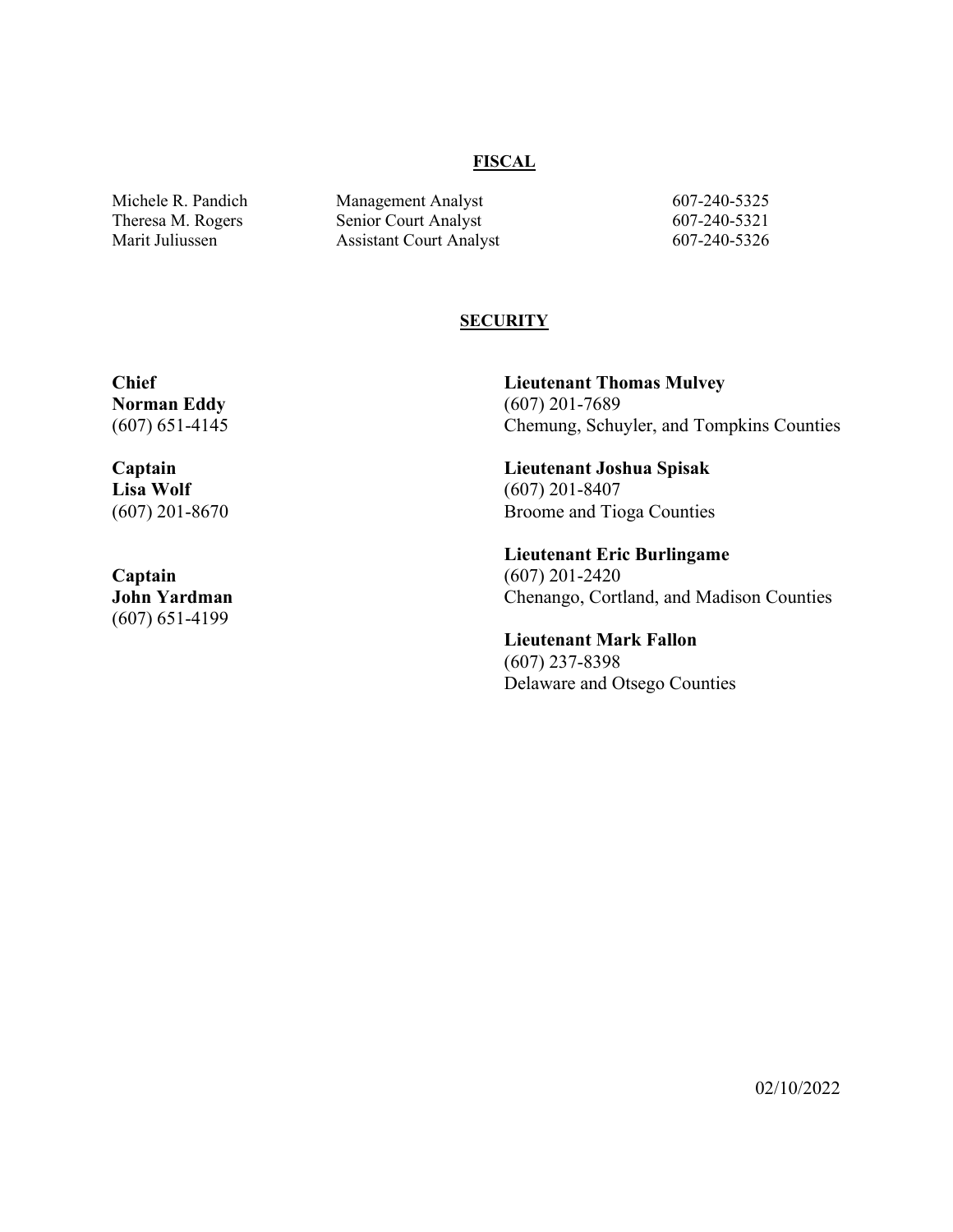## FISCAL

| | | |
|---|---|---|
| Michele R. Pandich | Management Analyst | 607-240-5325 |
| Theresa M. Rogers | Senior Court Analyst | 607-240-5321 |
| Marit Juliussen | Assistant Court Analyst | 607-240-5326 |

## SECURITY

**Chief**
**Norman Eddy**
(607) 651-4145

**Captain**
**Lisa Wolf**
(607) 201-8670

**Captain**
**John Yardman**
(607) 651-4199

**Lieutenant Thomas Mulvey**
(607) 201-7689
Chemung, Schuyler, and Tompkins Counties

**Lieutenant Joshua Spisak**
(607) 201-8407
Broome and Tioga Counties

**Lieutenant Eric Burlingame**
(607) 201-2420
Chenango, Cortland, and Madison Counties

**Lieutenant Mark Fallon**
(607) 237-8398
Delaware and Otsego Counties

02/10/2022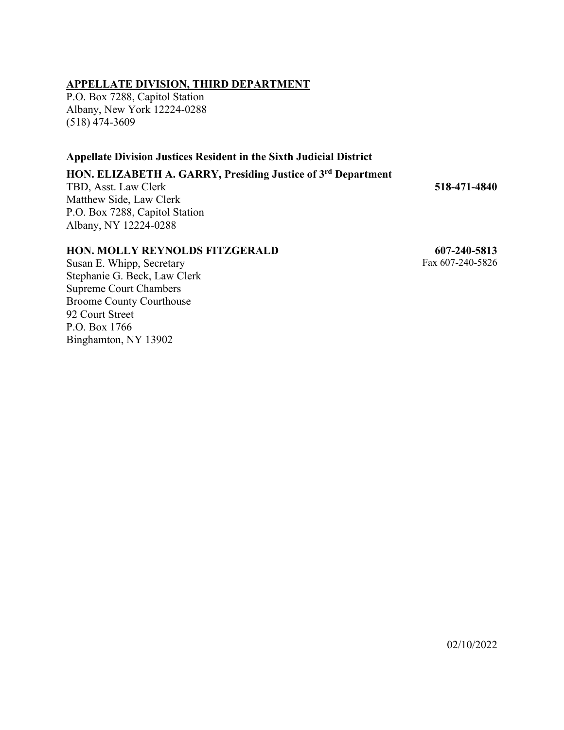## APPELLATE DIVISION, THIRD DEPARTMENT

P.O. Box 7288, Capitol Station
Albany, New York 12224-0288
(518) 474-3609

### Appellate Division Justices Resident in the Sixth Judicial District

**HON. ELIZABETH A. GARRY, Presiding Justice of 3rd Department**

TBD, Asst. Law Clerk — **518-471-4840**
Matthew Side, Law Clerk
P.O. Box 7288, Capitol Station
Albany, NY 12224-0288

**HON. MOLLY REYNOLDS FITZGERALD** — **607-240-5813**

Susan E. Whipp, Secretary — Fax 607-240-5826
Stephanie G. Beck, Law Clerk
Supreme Court Chambers
Broome County Courthouse
92 Court Street
P.O. Box 1766
Binghamton, NY 13902

02/10/2022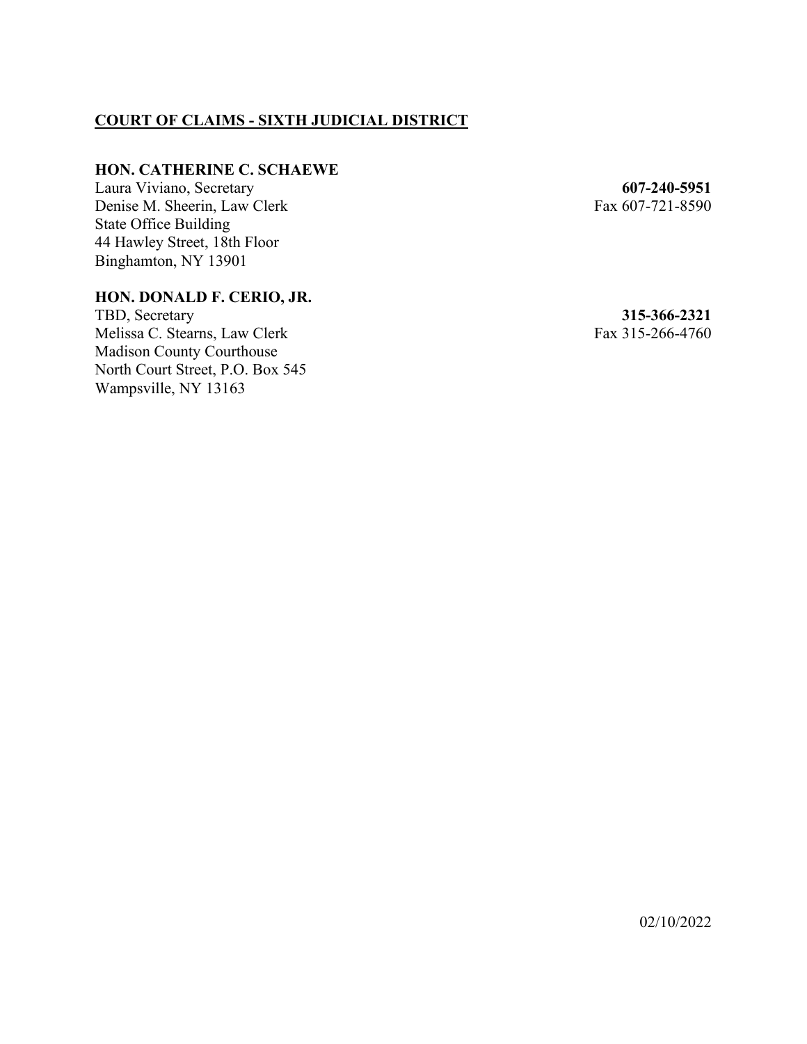**COURT OF CLAIMS - SIXTH JUDICIAL DISTRICT**

**HON. CATHERINE C. SCHAEWE**

Laura Viviano, Secretary **607-240-5951**
Denise M. Sheerin, Law Clerk Fax 607-721-8590
State Office Building
44 Hawley Street, 18th Floor
Binghamton, NY 13901

**HON. DONALD F. CERIO, JR.**

TBD, Secretary **315-366-2321**
Melissa C. Stearns, Law Clerk Fax 315-266-4760
Madison County Courthouse
North Court Street, P.O. Box 545
Wampsville, NY 13163

02/10/2022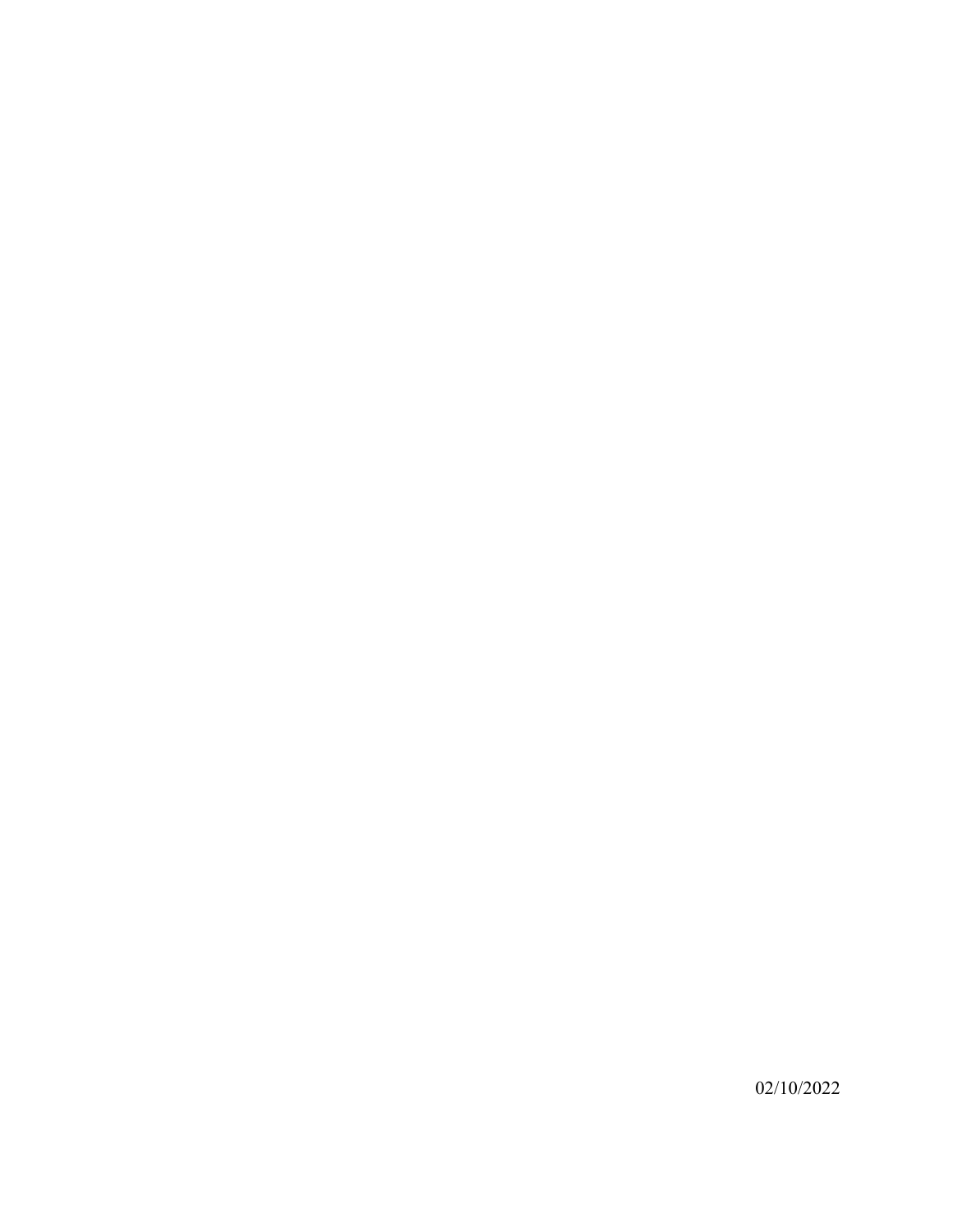02/10/2022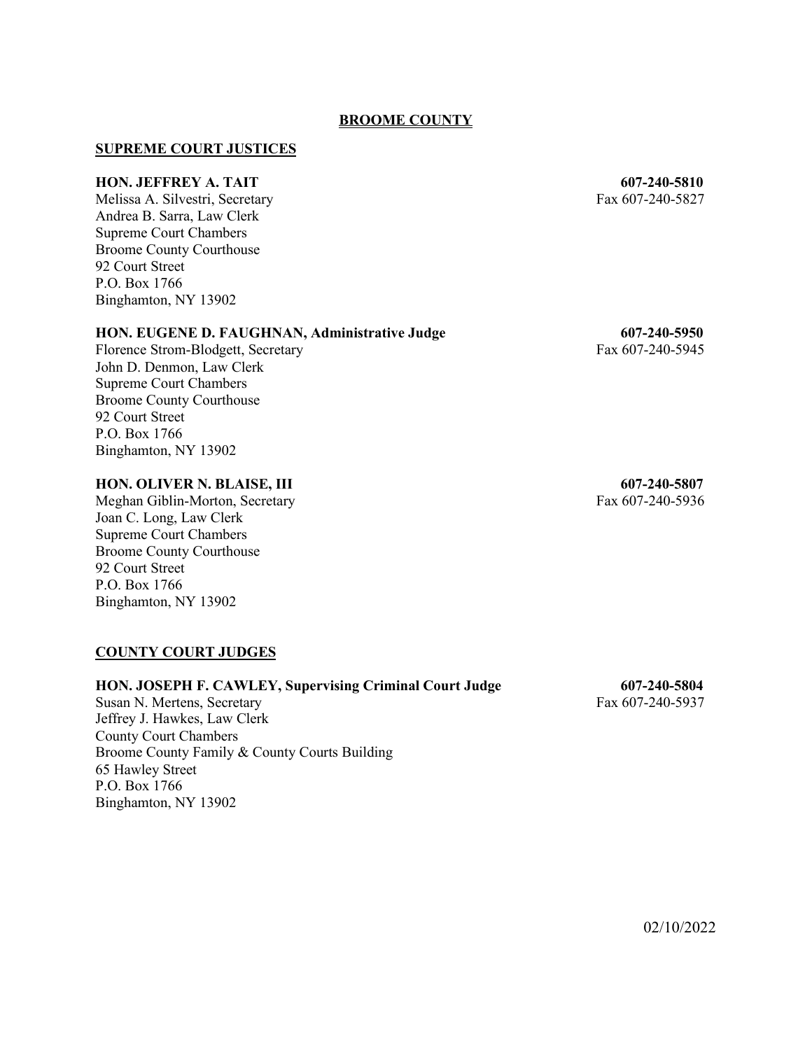## BROOME COUNTY

### SUPREME COURT JUSTICES

**HON. JEFFREY A. TAIT** **607-240-5810**
Melissa A. Silvestri, Secretary Fax 607-240-5827
Andrea B. Sarra, Law Clerk
Supreme Court Chambers
Broome County Courthouse
92 Court Street
P.O. Box 1766
Binghamton, NY 13902

**HON. EUGENE D. FAUGHNAN, Administrative Judge** **607-240-5950**
Florence Strom-Blodgett, Secretary Fax 607-240-5945
John D. Denmon, Law Clerk
Supreme Court Chambers
Broome County Courthouse
92 Court Street
P.O. Box 1766
Binghamton, NY 13902

**HON. OLIVER N. BLAISE, III** **607-240-5807**
Meghan Giblin-Morton, Secretary Fax 607-240-5936
Joan C. Long, Law Clerk
Supreme Court Chambers
Broome County Courthouse
92 Court Street
P.O. Box 1766
Binghamton, NY 13902

### COUNTY COURT JUDGES

**HON. JOSEPH F. CAWLEY, Supervising Criminal Court Judge** **607-240-5804**
Susan N. Mertens, Secretary Fax 607-240-5937
Jeffrey J. Hawkes, Law Clerk
County Court Chambers
Broome County Family & County Courts Building
65 Hawley Street
P.O. Box 1766
Binghamton, NY 13902

02/10/2022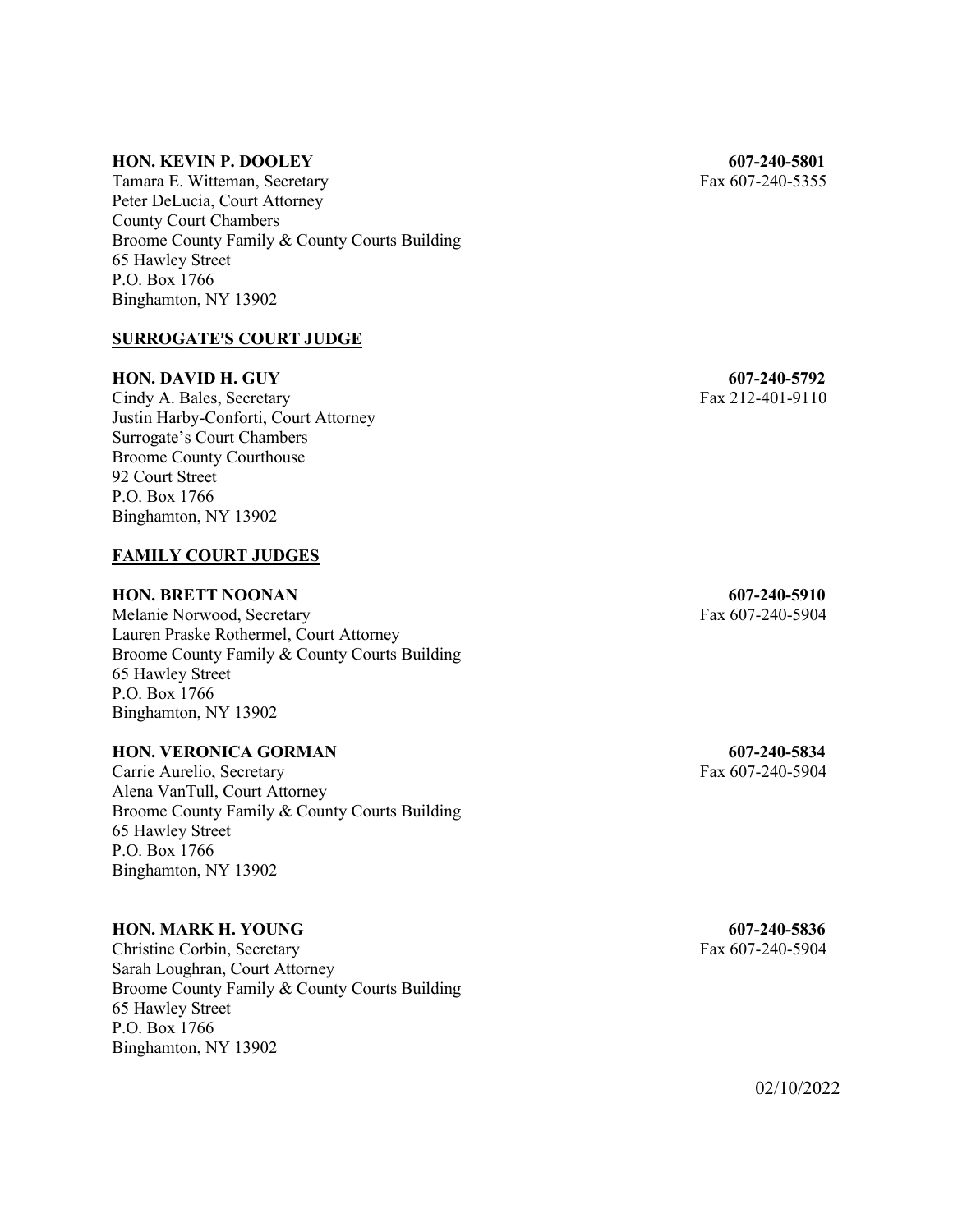**HON. KEVIN P. DOOLEY** **607-240-5801**
Tamara E. Witteman, Secretary Fax 607-240-5355
Peter DeLucia, Court Attorney
County Court Chambers
Broome County Family & County Courts Building
65 Hawley Street
P.O. Box 1766
Binghamton, NY 13902

## SURROGATE'S COURT JUDGE

**HON. DAVID H. GUY** **607-240-5792**
Cindy A. Bales, Secretary Fax 212-401-9110
Justin Harby-Conforti, Court Attorney
Surrogate's Court Chambers
Broome County Courthouse
92 Court Street
P.O. Box 1766
Binghamton, NY 13902

## FAMILY COURT JUDGES

**HON. BRETT NOONAN** **607-240-5910**
Melanie Norwood, Secretary Fax 607-240-5904
Lauren Praske Rothermel, Court Attorney
Broome County Family & County Courts Building
65 Hawley Street
P.O. Box 1766
Binghamton, NY 13902

**HON. VERONICA GORMAN** **607-240-5834**
Carrie Aurelio, Secretary Fax 607-240-5904
Alena VanTull, Court Attorney
Broome County Family & County Courts Building
65 Hawley Street
P.O. Box 1766
Binghamton, NY 13902

**HON. MARK H. YOUNG** **607-240-5836**
Christine Corbin, Secretary Fax 607-240-5904
Sarah Loughran, Court Attorney
Broome County Family & County Courts Building
65 Hawley Street
P.O. Box 1766
Binghamton, NY 13902

02/10/2022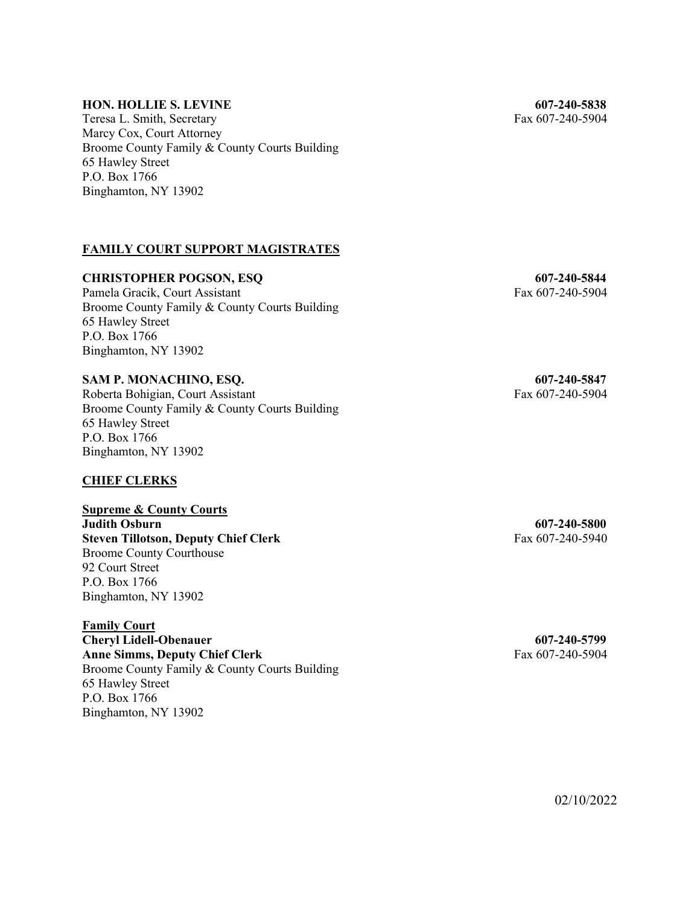**HON. HOLLIE S. LEVINE** **607-240-5838**
Teresa L. Smith, Secretary Fax 607-240-5904
Marcy Cox, Court Attorney
Broome County Family & County Courts Building
65 Hawley Street
P.O. Box 1766
Binghamton, NY 13902

## FAMILY COURT SUPPORT MAGISTRATES

**CHRISTOPHER POGSON, ESQ** **607-240-5844**
Pamela Gracik, Court Assistant Fax 607-240-5904
Broome County Family & County Courts Building
65 Hawley Street
P.O. Box 1766
Binghamton, NY 13902

**SAM P. MONACHINO, ESQ.** **607-240-5847**
Roberta Bohigian, Court Assistant Fax 607-240-5904
Broome County Family & County Courts Building
65 Hawley Street
P.O. Box 1766
Binghamton, NY 13902

## CHIEF CLERKS

**Supreme & County Courts**
**Judith Osburn** **607-240-5800**
**Steven Tillotson, Deputy Chief Clerk** Fax 607-240-5940
Broome County Courthouse
92 Court Street
P.O. Box 1766
Binghamton, NY 13902

**Family Court**
**Cheryl Lidell-Obenauer** **607-240-5799**
**Anne Simms, Deputy Chief Clerk** Fax 607-240-5904
Broome County Family & County Courts Building
65 Hawley Street
P.O. Box 1766
Binghamton, NY 13902

02/10/2022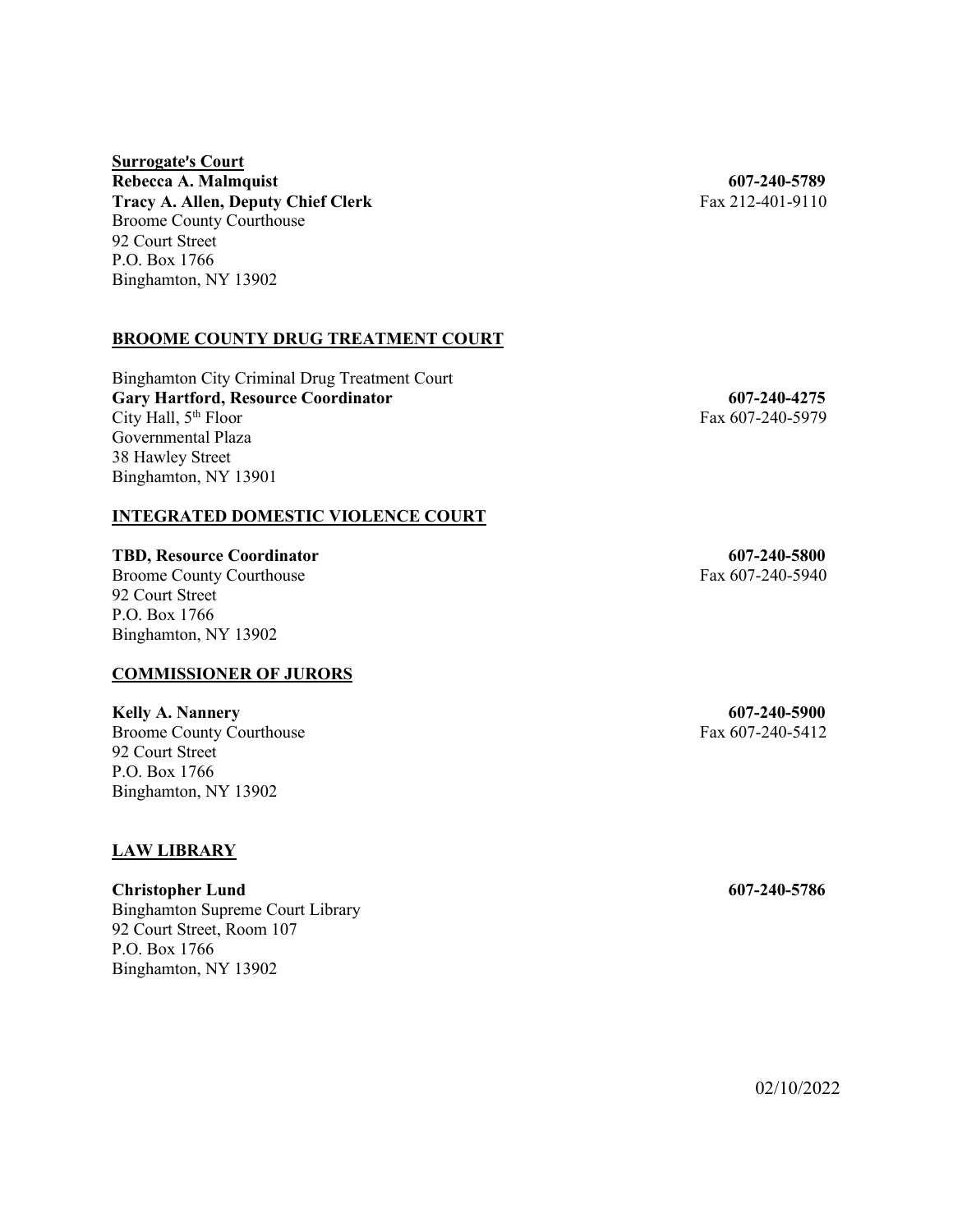**Surrogate's Court**

**Rebecca A. Malmquist** **607-240-5789**
**Tracy A. Allen, Deputy Chief Clerk** Fax 212-401-9110
Broome County Courthouse
92 Court Street
P.O. Box 1766
Binghamton, NY 13902

## BROOME COUNTY DRUG TREATMENT COURT

Binghamton City Criminal Drug Treatment Court
**Gary Hartford, Resource Coordinator** **607-240-4275**
City Hall, 5th Floor Fax 607-240-5979
Governmental Plaza
38 Hawley Street
Binghamton, NY 13901

## INTEGRATED DOMESTIC VIOLENCE COURT

**TBD, Resource Coordinator** **607-240-5800**
Broome County Courthouse Fax 607-240-5940
92 Court Street
P.O. Box 1766
Binghamton, NY 13902

## COMMISSIONER OF JURORS

**Kelly A. Nannery** **607-240-5900**
Broome County Courthouse Fax 607-240-5412
92 Court Street
P.O. Box 1766
Binghamton, NY 13902

## LAW LIBRARY

**Christopher Lund** **607-240-5786**
Binghamton Supreme Court Library
92 Court Street, Room 107
P.O. Box 1766
Binghamton, NY 13902

02/10/2022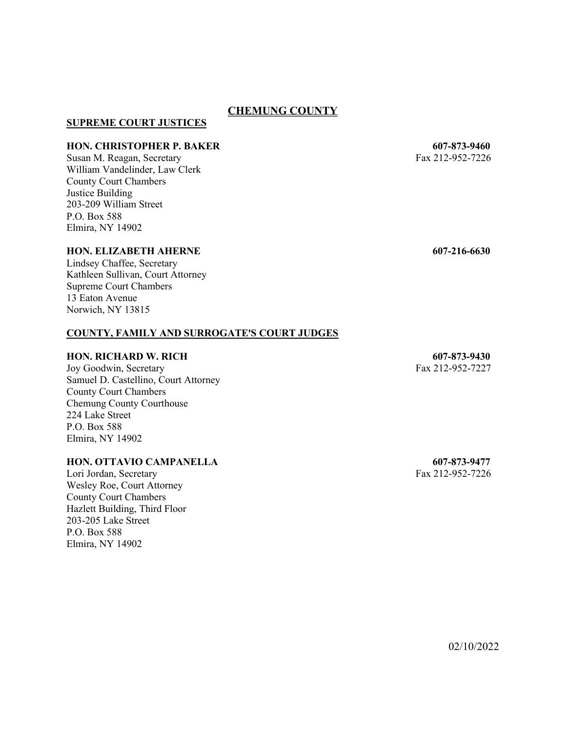## CHEMUNG COUNTY

### SUPREME COURT JUSTICES

**HON. CHRISTOPHER P. BAKER** **607-873-9460**
Susan M. Reagan, Secretary Fax 212-952-7226
William Vandelinder, Law Clerk
County Court Chambers
Justice Building
203-209 William Street
P.O. Box 588
Elmira, NY 14902

**HON. ELIZABETH AHERNE** **607-216-6630**
Lindsey Chaffee, Secretary
Kathleen Sullivan, Court Attorney
Supreme Court Chambers
13 Eaton Avenue
Norwich, NY 13815

### COUNTY, FAMILY AND SURROGATE'S COURT JUDGES

**HON. RICHARD W. RICH** **607-873-9430**
Joy Goodwin, Secretary Fax 212-952-7227
Samuel D. Castellino, Court Attorney
County Court Chambers
Chemung County Courthouse
224 Lake Street
P.O. Box 588
Elmira, NY 14902

**HON. OTTAVIO CAMPANELLA** **607-873-9477**
Lori Jordan, Secretary Fax 212-952-7226
Wesley Roe, Court Attorney
County Court Chambers
Hazlett Building, Third Floor
203-205 Lake Street
P.O. Box 588
Elmira, NY 14902

02/10/2022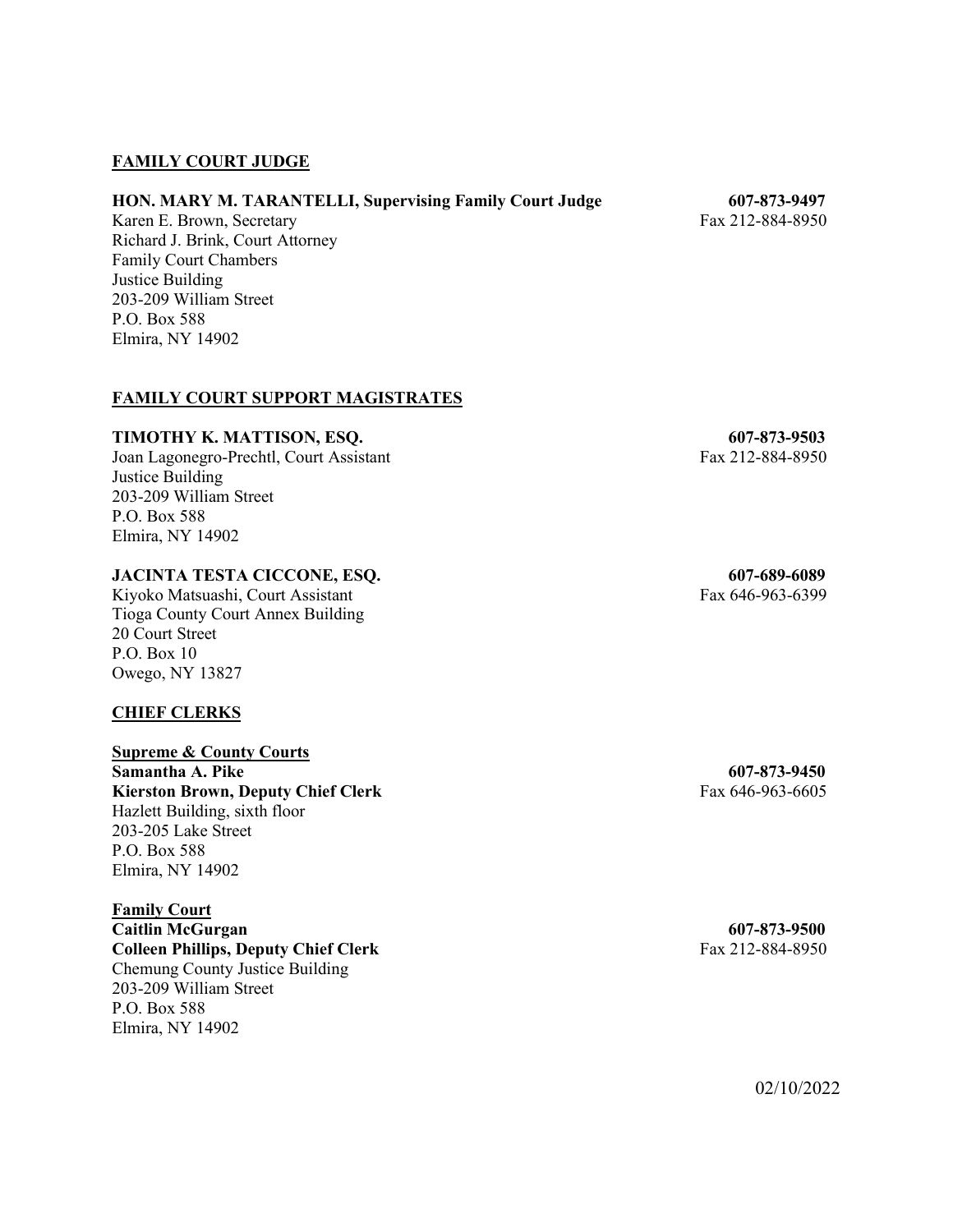## FAMILY COURT JUDGE

**HON. MARY M. TARANTELLI, Supervising Family Court Judge** **607-873-9497**
Karen E. Brown, Secretary Fax 212-884-8950
Richard J. Brink, Court Attorney
Family Court Chambers
Justice Building
203-209 William Street
P.O. Box 588
Elmira, NY 14902

## FAMILY COURT SUPPORT MAGISTRATES

**TIMOTHY K. MATTISON, ESQ.** **607-873-9503**
Joan Lagonegro-Prechtl, Court Assistant Fax 212-884-8950
Justice Building
203-209 William Street
P.O. Box 588
Elmira, NY 14902

**JACINTA TESTA CICCONE, ESQ.** **607-689-6089**
Kiyoko Matsuashi, Court Assistant Fax 646-963-6399
Tioga County Court Annex Building
20 Court Street
P.O. Box 10
Owego, NY 13827

## CHIEF CLERKS

**Supreme & County Courts**
**Samantha A. Pike** **607-873-9450**
**Kierston Brown, Deputy Chief Clerk** Fax 646-963-6605
Hazlett Building, sixth floor
203-205 Lake Street
P.O. Box 588
Elmira, NY 14902

**Family Court**
**Caitlin McGurgan** **607-873-9500**
**Colleen Phillips, Deputy Chief Clerk** Fax 212-884-8950
Chemung County Justice Building
203-209 William Street
P.O. Box 588
Elmira, NY 14902

02/10/2022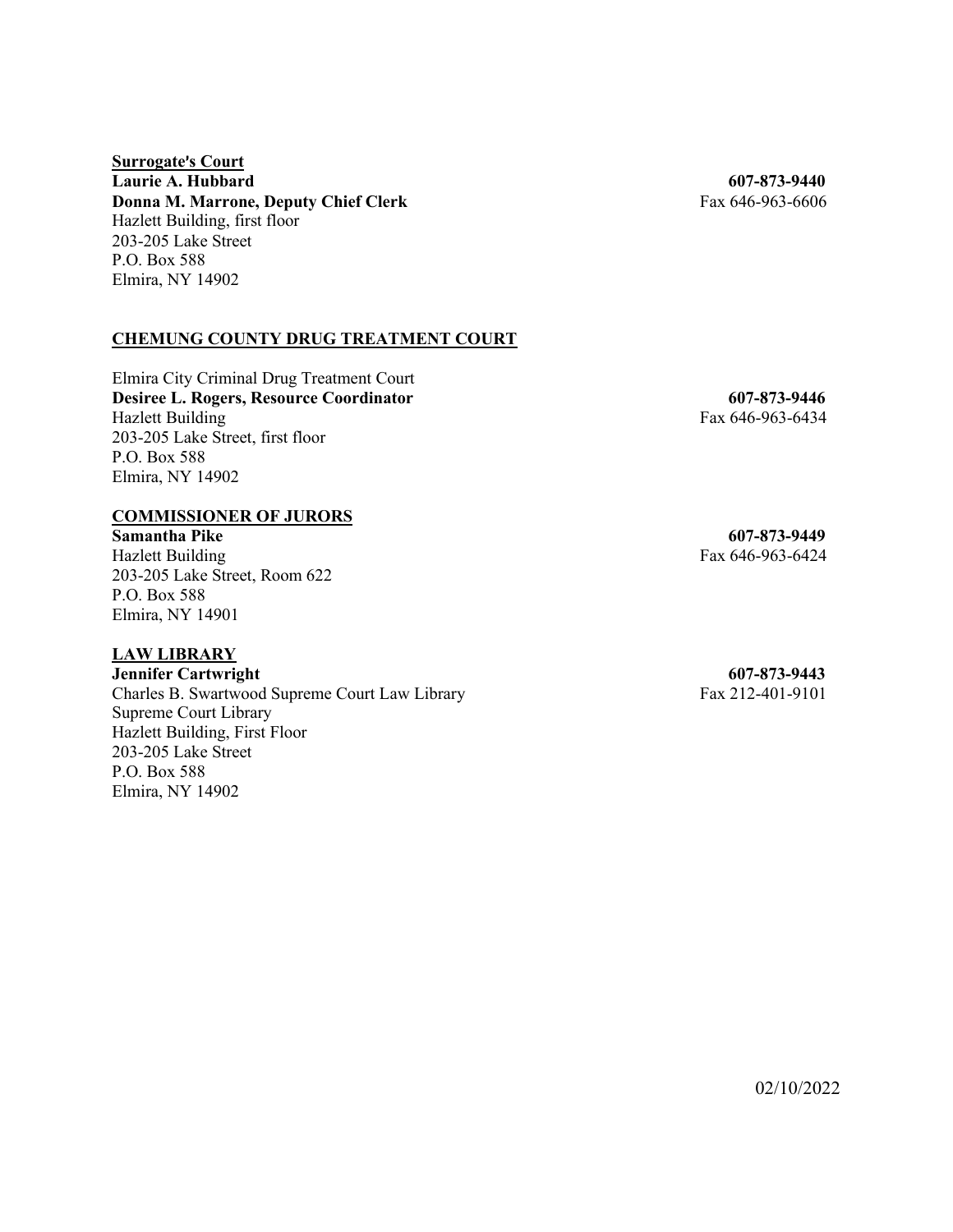**Surrogate's Court**

**Laurie A. Hubbard** **607-873-9440**
**Donna M. Marrone, Deputy Chief Clerk** Fax 646-963-6606
Hazlett Building, first floor
203-205 Lake Street
P.O. Box 588
Elmira, NY 14902

## CHEMUNG COUNTY DRUG TREATMENT COURT

Elmira City Criminal Drug Treatment Court
**Desiree L. Rogers, Resource Coordinator** **607-873-9446**
Hazlett Building Fax 646-963-6434
203-205 Lake Street, first floor
P.O. Box 588
Elmira, NY 14902

## COMMISSIONER OF JURORS

**Samantha Pike** **607-873-9449**
Hazlett Building Fax 646-963-6424
203-205 Lake Street, Room 622
P.O. Box 588
Elmira, NY 14901

## LAW LIBRARY

**Jennifer Cartwright** **607-873-9443**
Charles B. Swartwood Supreme Court Law Library Fax 212-401-9101
Supreme Court Library
Hazlett Building, First Floor
203-205 Lake Street
P.O. Box 588
Elmira, NY 14902

02/10/2022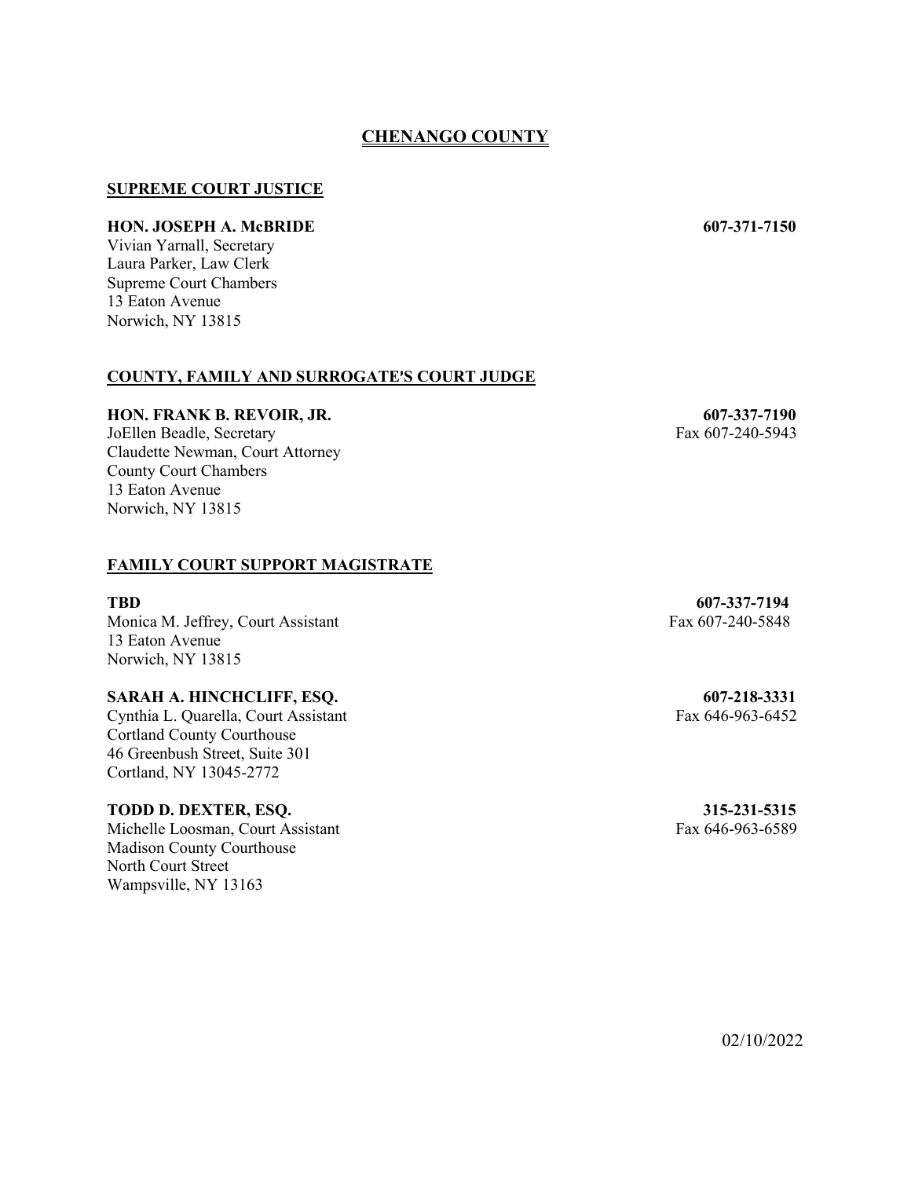# CHENANGO COUNTY

## SUPREME COURT JUSTICE

**HON. JOSEPH A. McBRIDE** **607-371-7150**
Vivian Yarnall, Secretary
Laura Parker, Law Clerk
Supreme Court Chambers
13 Eaton Avenue
Norwich, NY 13815

## COUNTY, FAMILY AND SURROGATE'S COURT JUDGE

**HON. FRANK B. REVOIR, JR.** **607-337-7190**
JoEllen Beadle, Secretary Fax 607-240-5943
Claudette Newman, Court Attorney
County Court Chambers
13 Eaton Avenue
Norwich, NY 13815

## FAMILY COURT SUPPORT MAGISTRATE

**TBD** **607-337-7194**
Monica M. Jeffrey, Court Assistant Fax 607-240-5848
13 Eaton Avenue
Norwich, NY 13815

**SARAH A. HINCHCLIFF, ESQ.** **607-218-3331**
Cynthia L. Quarella, Court Assistant Fax 646-963-6452
Cortland County Courthouse
46 Greenbush Street, Suite 301
Cortland, NY 13045-2772

**TODD D. DEXTER, ESQ.** **315-231-5315**
Michelle Loosman, Court Assistant Fax 646-963-6589
Madison County Courthouse
North Court Street
Wampsville, NY 13163

02/10/2022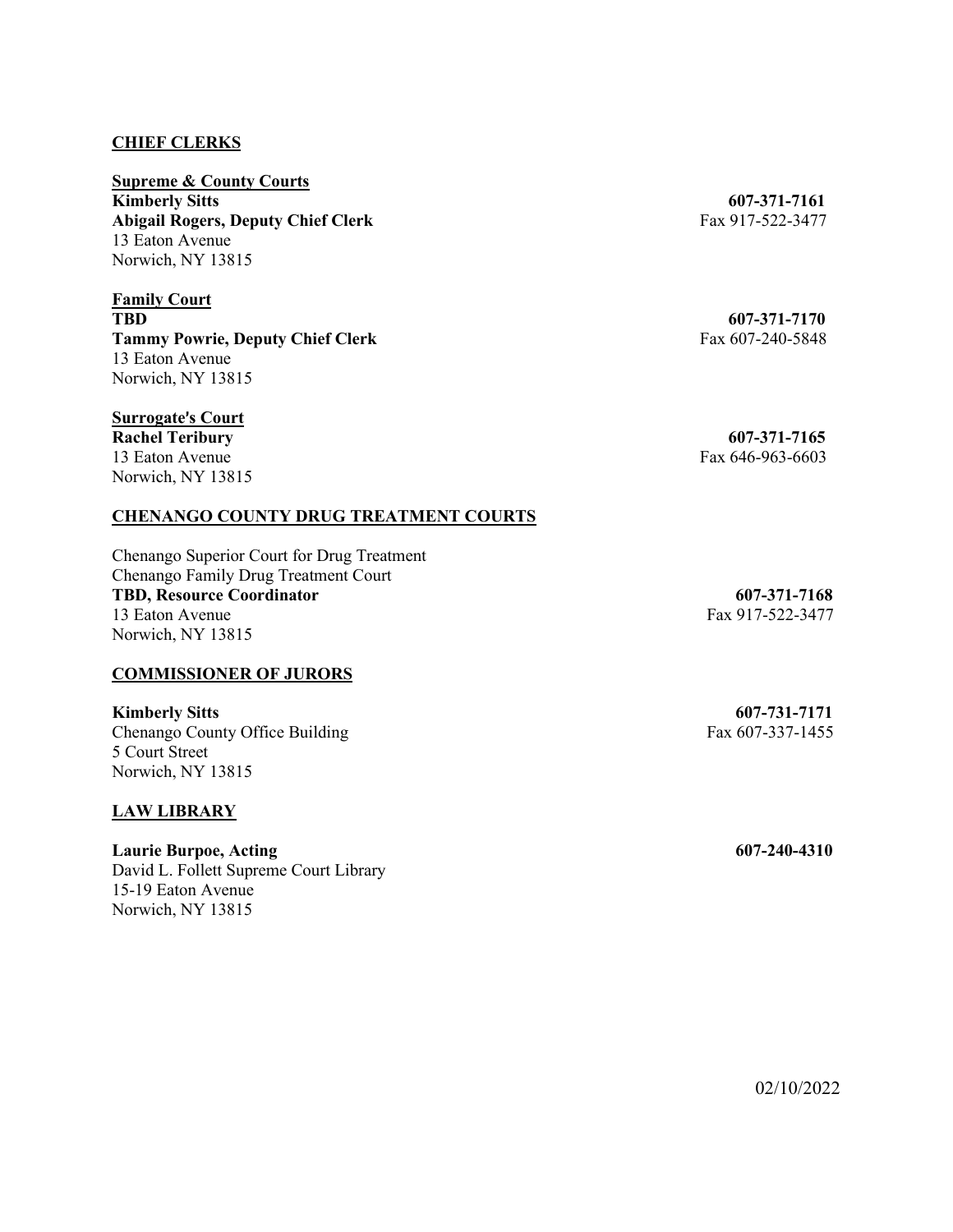**CHIEF CLERKS**

**Supreme & County Courts**
**Kimberly Sitts** — **607-371-7161**
**Abigail Rogers, Deputy Chief Clerk** — Fax 917-522-3477
13 Eaton Avenue
Norwich, NY 13815

**Family Court**
**TBD** — **607-371-7170**
**Tammy Powrie, Deputy Chief Clerk** — Fax 607-240-5848
13 Eaton Avenue
Norwich, NY 13815

**Surrogate's Court**
**Rachel Teribury** — **607-371-7165**
13 Eaton Avenue — Fax 646-963-6603
Norwich, NY 13815

**CHENANGO COUNTY DRUG TREATMENT COURTS**

Chenango Superior Court for Drug Treatment
Chenango Family Drug Treatment Court
**TBD, Resource Coordinator** — **607-371-7168**
13 Eaton Avenue — Fax 917-522-3477
Norwich, NY 13815

**COMMISSIONER OF JURORS**

**Kimberly Sitts** — **607-731-7171**
Chenango County Office Building — Fax 607-337-1455
5 Court Street
Norwich, NY 13815

**LAW LIBRARY**

**Laurie Burpoe, Acting** — **607-240-4310**
David L. Follett Supreme Court Library
15-19 Eaton Avenue
Norwich, NY 13815

02/10/2022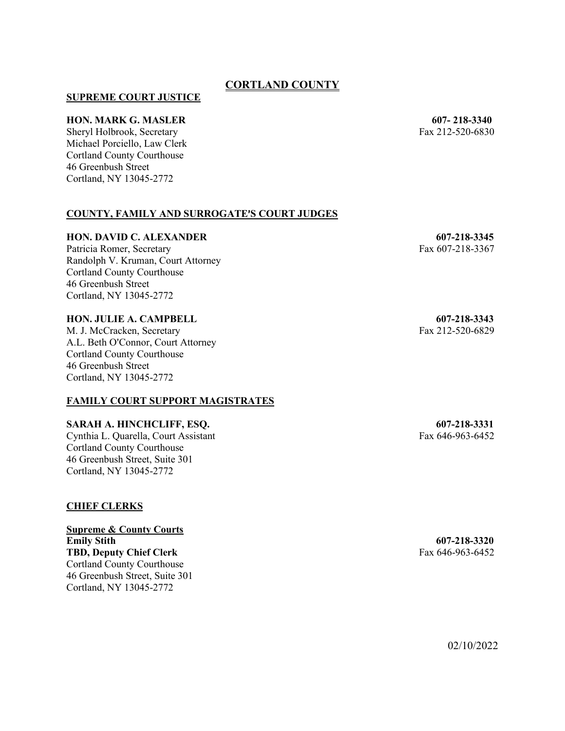# CORTLAND COUNTY

## SUPREME COURT JUSTICE

**HON. MARK G. MASLER** **607- 218-3340**
Sheryl Holbrook, Secretary Fax 212-520-6830
Michael Porciello, Law Clerk
Cortland County Courthouse
46 Greenbush Street
Cortland, NY 13045-2772

## COUNTY, FAMILY AND SURROGATE'S COURT JUDGES

**HON. DAVID C. ALEXANDER** **607-218-3345**
Patricia Romer, Secretary Fax 607-218-3367
Randolph V. Kruman, Court Attorney
Cortland County Courthouse
46 Greenbush Street
Cortland, NY 13045-2772

**HON. JULIE A. CAMPBELL** **607-218-3343**
M. J. McCracken, Secretary Fax 212-520-6829
A.L. Beth O'Connor, Court Attorney
Cortland County Courthouse
46 Greenbush Street
Cortland, NY 13045-2772

## FAMILY COURT SUPPORT MAGISTRATES

**SARAH A. HINCHCLIFF, ESQ.** **607-218-3331**
Cynthia L. Quarella, Court Assistant Fax 646-963-6452
Cortland County Courthouse
46 Greenbush Street, Suite 301
Cortland, NY 13045-2772

## CHIEF CLERKS

**Supreme & County Courts**
**Emily Stith** **607-218-3320**
**TBD, Deputy Chief Clerk** Fax 646-963-6452
Cortland County Courthouse
46 Greenbush Street, Suite 301
Cortland, NY 13045-2772

02/10/2022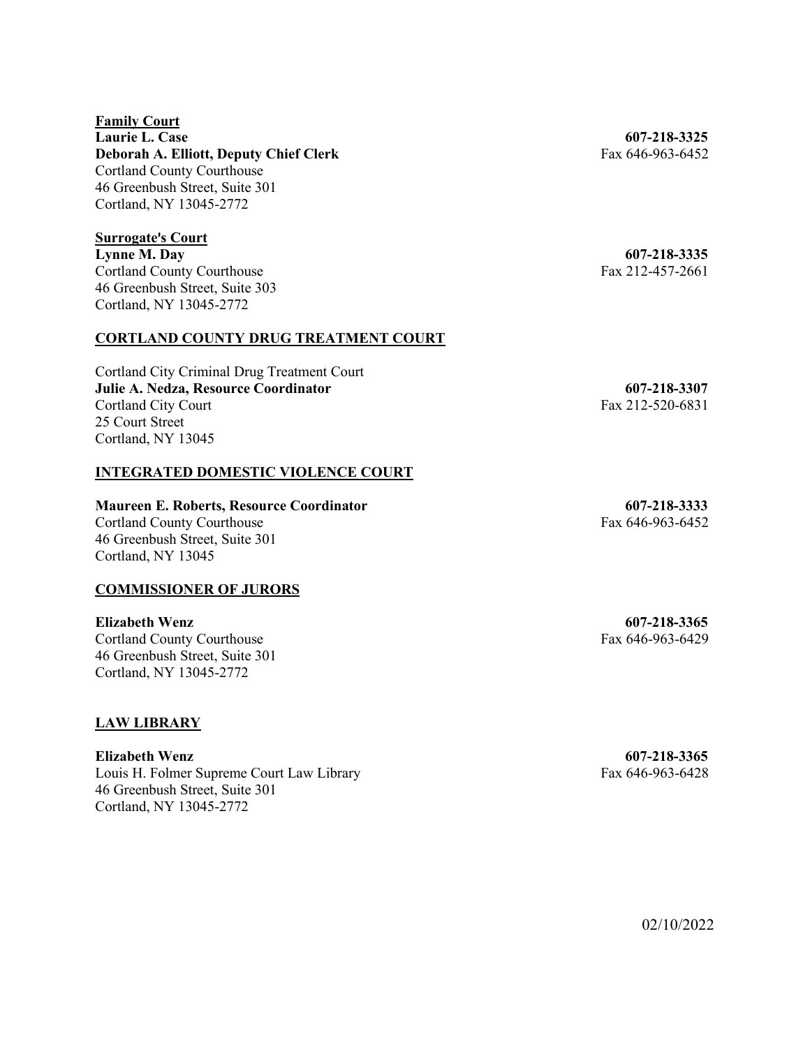**Family Court**
**Laurie L. Case** **607-218-3325**
**Deborah A. Elliott, Deputy Chief Clerk** Fax 646-963-6452
Cortland County Courthouse
46 Greenbush Street, Suite 301
Cortland, NY 13045-2772

**Surrogate's Court**
**Lynne M. Day** **607-218-3335**
Cortland County Courthouse Fax 212-457-2661
46 Greenbush Street, Suite 303
Cortland, NY 13045-2772

## CORTLAND COUNTY DRUG TREATMENT COURT

Cortland City Criminal Drug Treatment Court
**Julie A. Nedza, Resource Coordinator** **607-218-3307**
Cortland City Court Fax 212-520-6831
25 Court Street
Cortland, NY 13045

## INTEGRATED DOMESTIC VIOLENCE COURT

**Maureen E. Roberts, Resource Coordinator** **607-218-3333**
Cortland County Courthouse Fax 646-963-6452
46 Greenbush Street, Suite 301
Cortland, NY 13045

## COMMISSIONER OF JURORS

**Elizabeth Wenz** **607-218-3365**
Cortland County Courthouse Fax 646-963-6429
46 Greenbush Street, Suite 301
Cortland, NY 13045-2772

## LAW LIBRARY

**Elizabeth Wenz** **607-218-3365**
Louis H. Folmer Supreme Court Law Library Fax 646-963-6428
46 Greenbush Street, Suite 301
Cortland, NY 13045-2772

02/10/2022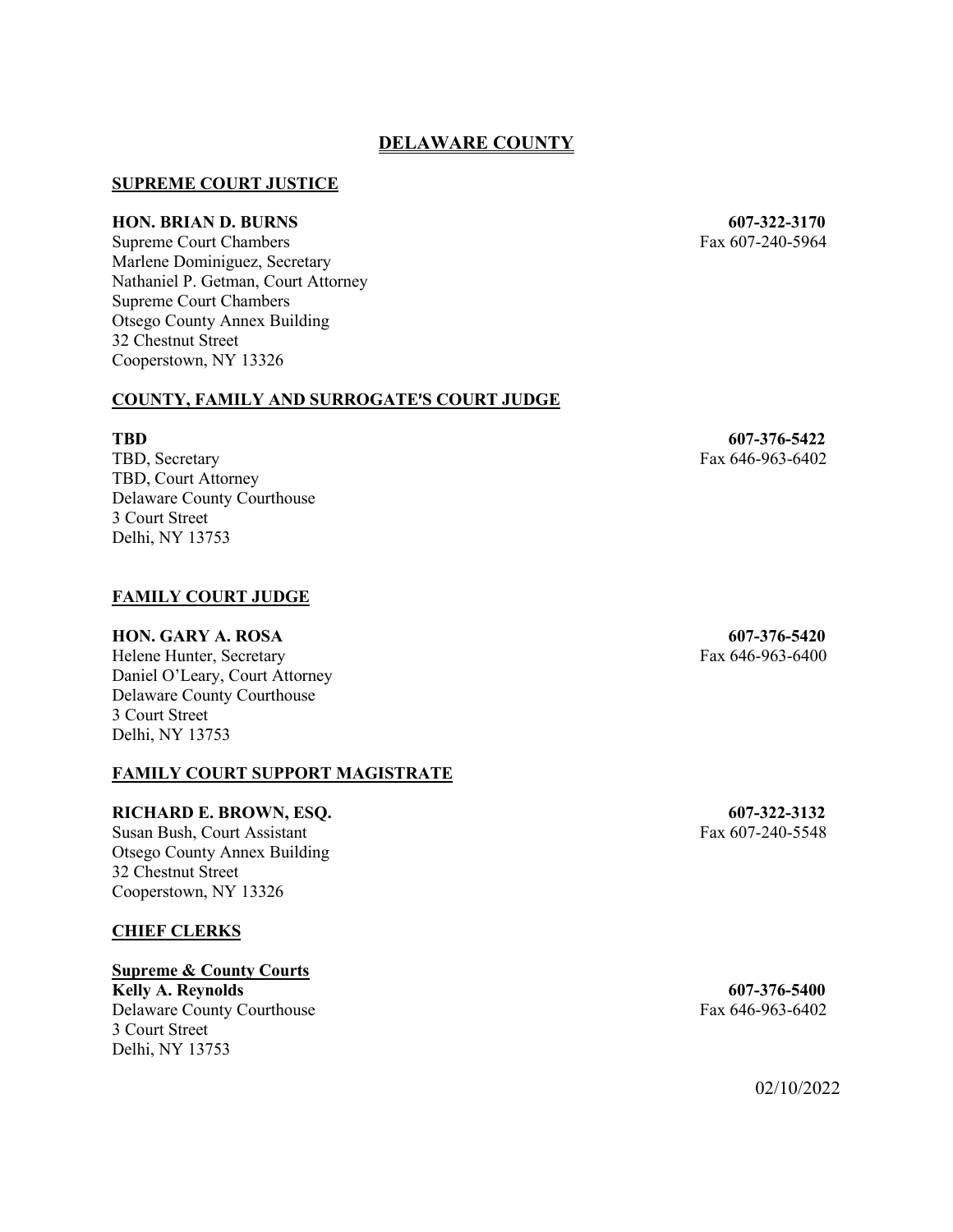# DELAWARE COUNTY

## SUPREME COURT JUSTICE

**HON. BRIAN D. BURNS** **607-322-3170**
Supreme Court Chambers Fax 607-240-5964
Marlene Dominiguez, Secretary
Nathaniel P. Getman, Court Attorney
Supreme Court Chambers
Otsego County Annex Building
32 Chestnut Street
Cooperstown, NY 13326

## COUNTY, FAMILY AND SURROGATE'S COURT JUDGE

**TBD** **607-376-5422**
TBD, Secretary Fax 646-963-6402
TBD, Court Attorney
Delaware County Courthouse
3 Court Street
Delhi, NY 13753

## FAMILY COURT JUDGE

**HON. GARY A. ROSA** **607-376-5420**
Helene Hunter, Secretary Fax 646-963-6400
Daniel O'Leary, Court Attorney
Delaware County Courthouse
3 Court Street
Delhi, NY 13753

## FAMILY COURT SUPPORT MAGISTRATE

**RICHARD E. BROWN, ESQ.** **607-322-3132**
Susan Bush, Court Assistant Fax 607-240-5548
Otsego County Annex Building
32 Chestnut Street
Cooperstown, NY 13326

## CHIEF CLERKS

### Supreme & County Courts

**Kelly A. Reynolds** **607-376-5400**
Delaware County Courthouse Fax 646-963-6402
3 Court Street
Delhi, NY 13753

02/10/2022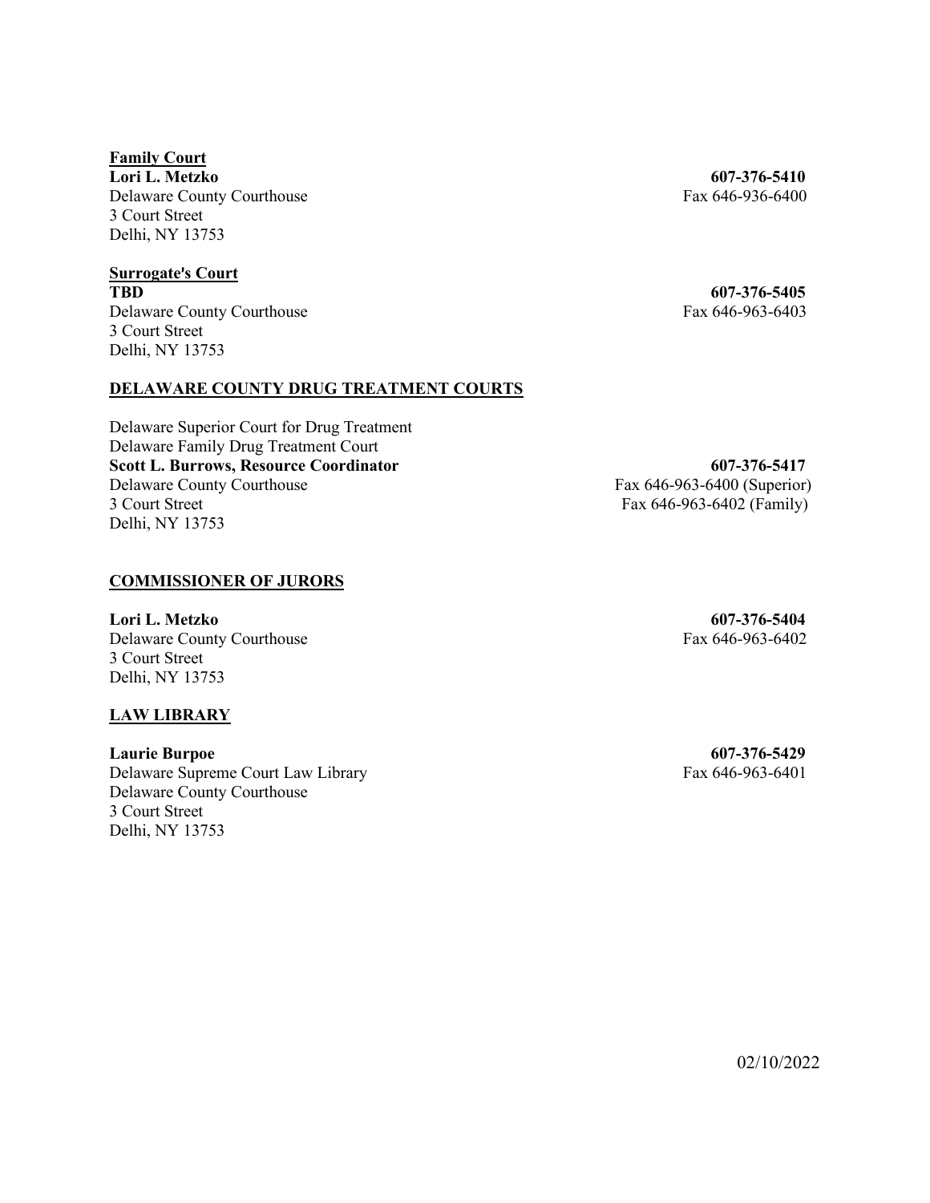**Family Court**

**Lori L. Metzko** **607-376-5410**
Delaware County Courthouse Fax 646-936-6400
3 Court Street
Delhi, NY 13753

**Surrogate's Court**

**TBD** **607-376-5405**
Delaware County Courthouse Fax 646-963-6403
3 Court Street
Delhi, NY 13753

## DELAWARE COUNTY DRUG TREATMENT COURTS

Delaware Superior Court for Drug Treatment
Delaware Family Drug Treatment Court
**Scott L. Burrows, Resource Coordinator** **607-376-5417**
Delaware County Courthouse Fax 646-963-6400 (Superior)
3 Court Street Fax 646-963-6402 (Family)
Delhi, NY 13753

## COMMISSIONER OF JURORS

**Lori L. Metzko** **607-376-5404**
Delaware County Courthouse Fax 646-963-6402
3 Court Street
Delhi, NY 13753

## LAW LIBRARY

**Laurie Burpoe** **607-376-5429**
Delaware Supreme Court Law Library Fax 646-963-6401
Delaware County Courthouse
3 Court Street
Delhi, NY 13753

02/10/2022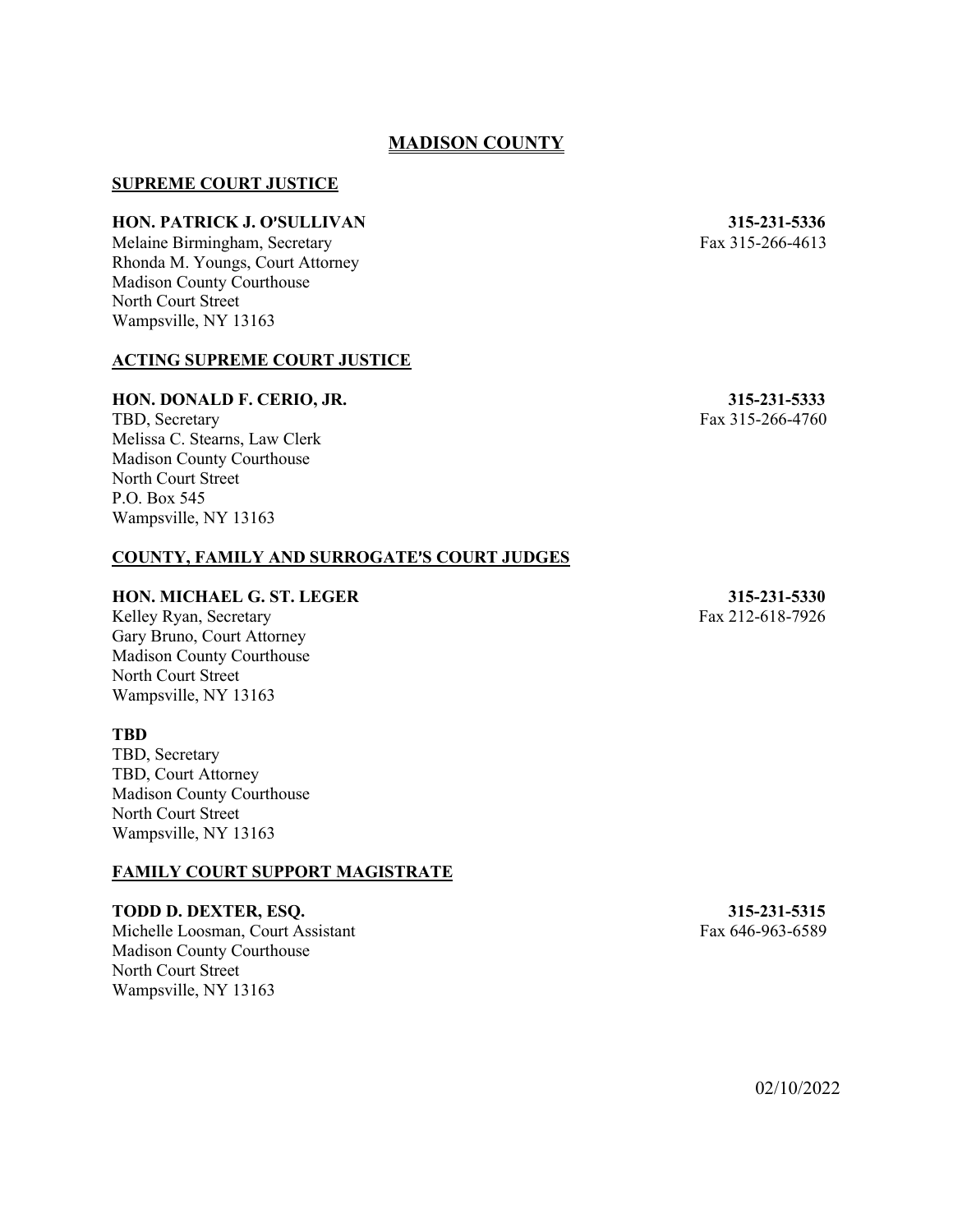# MADISON COUNTY

## SUPREME COURT JUSTICE

**HON. PATRICK J. O′SULLIVAN** **315-231-5336**
Melaine Birmingham, Secretary Fax 315-266-4613
Rhonda M. Youngs, Court Attorney
Madison County Courthouse
North Court Street
Wampsville, NY 13163

## ACTING SUPREME COURT JUSTICE

**HON. DONALD F. CERIO, JR.** **315-231-5333**
TBD, Secretary Fax 315-266-4760
Melissa C. Stearns, Law Clerk
Madison County Courthouse
North Court Street
P.O. Box 545
Wampsville, NY 13163

## COUNTY, FAMILY AND SURROGATE′S COURT JUDGES

**HON. MICHAEL G. ST. LEGER** **315-231-5330**
Kelley Ryan, Secretary Fax 212-618-7926
Gary Bruno, Court Attorney
Madison County Courthouse
North Court Street
Wampsville, NY 13163

**TBD**
TBD, Secretary
TBD, Court Attorney
Madison County Courthouse
North Court Street
Wampsville, NY 13163

## FAMILY COURT SUPPORT MAGISTRATE

**TODD D. DEXTER, ESQ.** **315-231-5315**
Michelle Loosman, Court Assistant Fax 646-963-6589
Madison County Courthouse
North Court Street
Wampsville, NY 13163

02/10/2022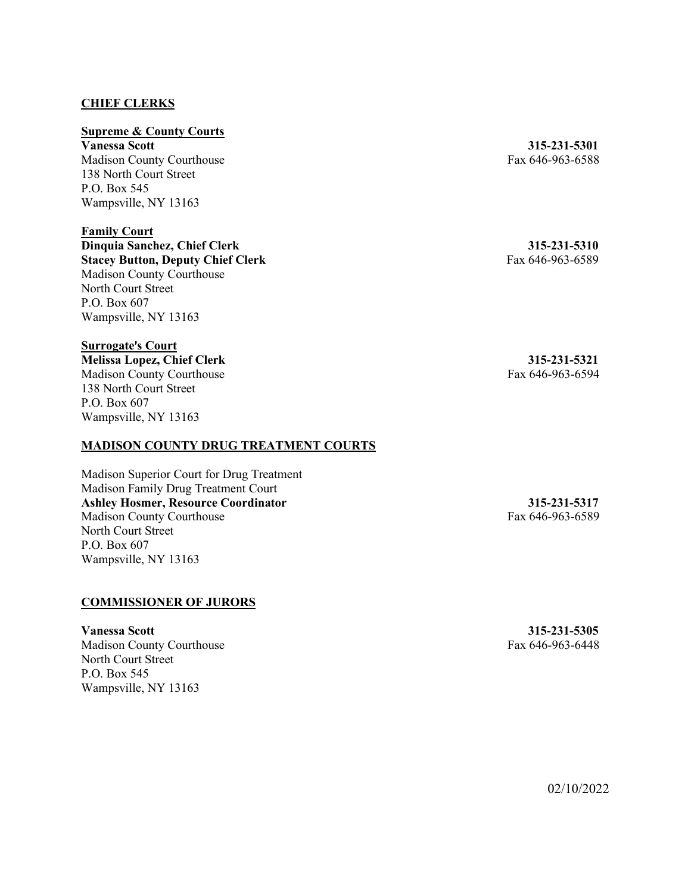## CHIEF CLERKS

### Supreme & County Courts

**Vanessa Scott** — **315-231-5301**
Madison County Courthouse — Fax 646-963-6588
138 North Court Street
P.O. Box 545
Wampsville, NY 13163

### Family Court

**Dinquia Sanchez, Chief Clerk** — **315-231-5310**
**Stacey Button, Deputy Chief Clerk** — Fax 646-963-6589
Madison County Courthouse
North Court Street
P.O. Box 607
Wampsville, NY 13163

### Surrogate's Court

**Melissa Lopez, Chief Clerk** — **315-231-5321**
Madison County Courthouse — Fax 646-963-6594
138 North Court Street
P.O. Box 607
Wampsville, NY 13163

## MADISON COUNTY DRUG TREATMENT COURTS

Madison Superior Court for Drug Treatment
Madison Family Drug Treatment Court
**Ashley Hosmer, Resource Coordinator** — **315-231-5317**
Madison County Courthouse — Fax 646-963-6589
North Court Street
P.O. Box 607
Wampsville, NY 13163

## COMMISSIONER OF JURORS

**Vanessa Scott** — **315-231-5305**
Madison County Courthouse — Fax 646-963-6448
North Court Street
P.O. Box 545
Wampsville, NY 13163

02/10/2022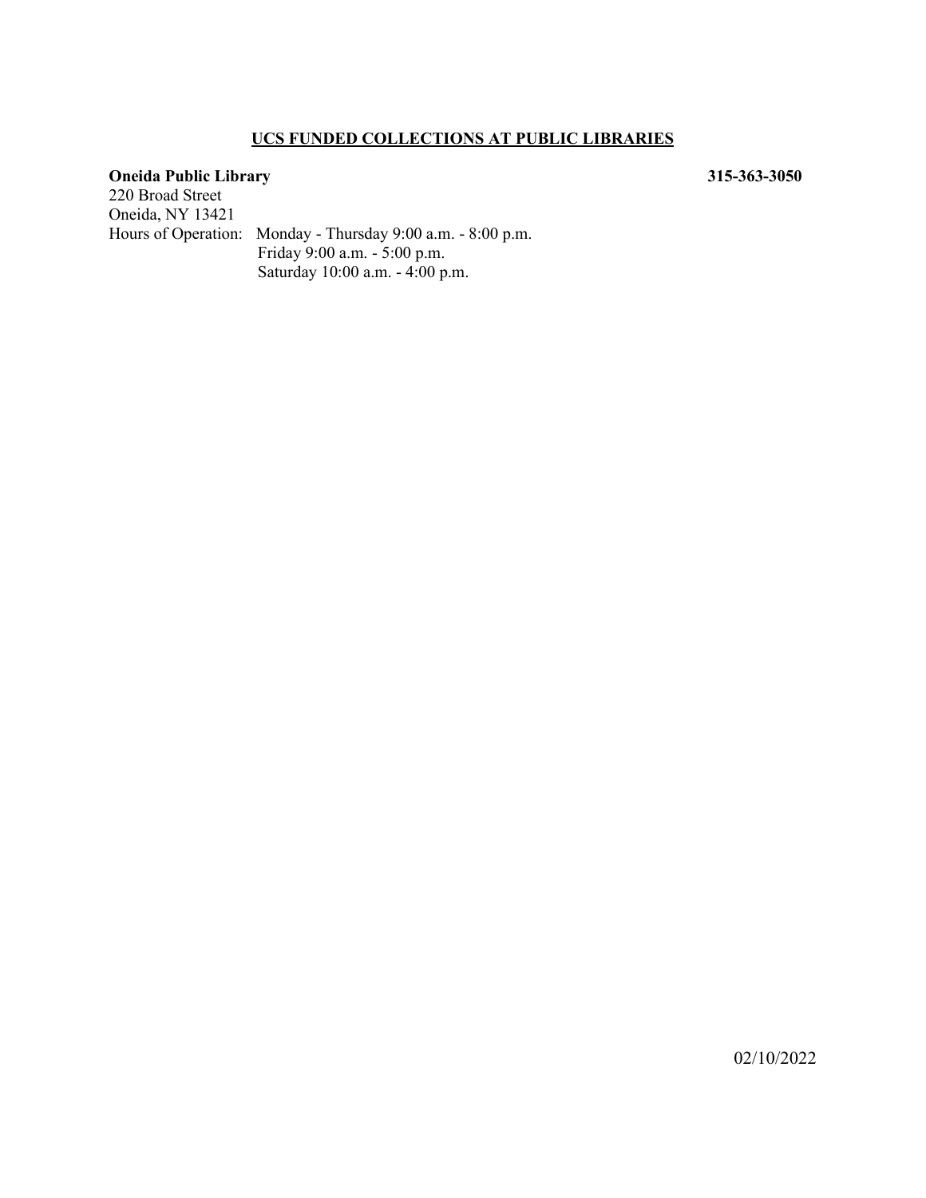## UCS FUNDED COLLECTIONS AT PUBLIC LIBRARIES

**Oneida Public Library** **315-363-3050**

220 Broad Street
Oneida, NY 13421
Hours of Operation: Monday - Thursday 9:00 a.m. - 8:00 p.m.
Friday 9:00 a.m. - 5:00 p.m.
Saturday 10:00 a.m. - 4:00 p.m.

02/10/2022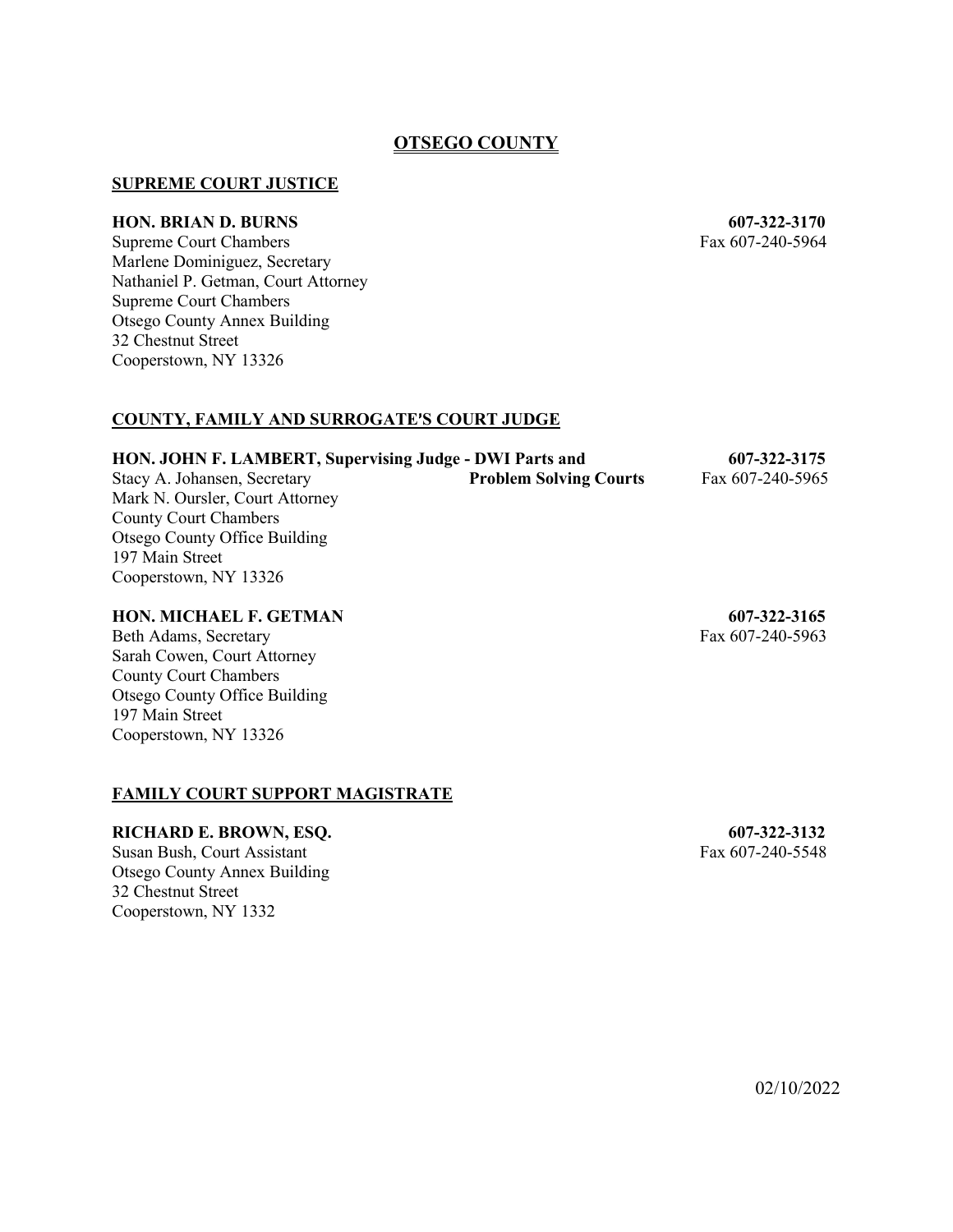# OTSEGO COUNTY

## SUPREME COURT JUSTICE

**HON. BRIAN D. BURNS** **607-322-3170**
Supreme Court Chambers Fax 607-240-5964
Marlene Dominiguez, Secretary
Nathaniel P. Getman, Court Attorney
Supreme Court Chambers
Otsego County Annex Building
32 Chestnut Street
Cooperstown, NY 13326

## COUNTY, FAMILY AND SURROGATE'S COURT JUDGE

**HON. JOHN F. LAMBERT, Supervising Judge - DWI Parts and Problem Solving Courts** **607-322-3175**
Stacy A. Johansen, Secretary Fax 607-240-5965
Mark N. Oursler, Court Attorney
County Court Chambers
Otsego County Office Building
197 Main Street
Cooperstown, NY 13326

**HON. MICHAEL F. GETMAN** **607-322-3165**
Beth Adams, Secretary Fax 607-240-5963
Sarah Cowen, Court Attorney
County Court Chambers
Otsego County Office Building
197 Main Street
Cooperstown, NY 13326

## FAMILY COURT SUPPORT MAGISTRATE

**RICHARD E. BROWN, ESQ.** **607-322-3132**
Susan Bush, Court Assistant Fax 607-240-5548
Otsego County Annex Building
32 Chestnut Street
Cooperstown, NY 1332

02/10/2022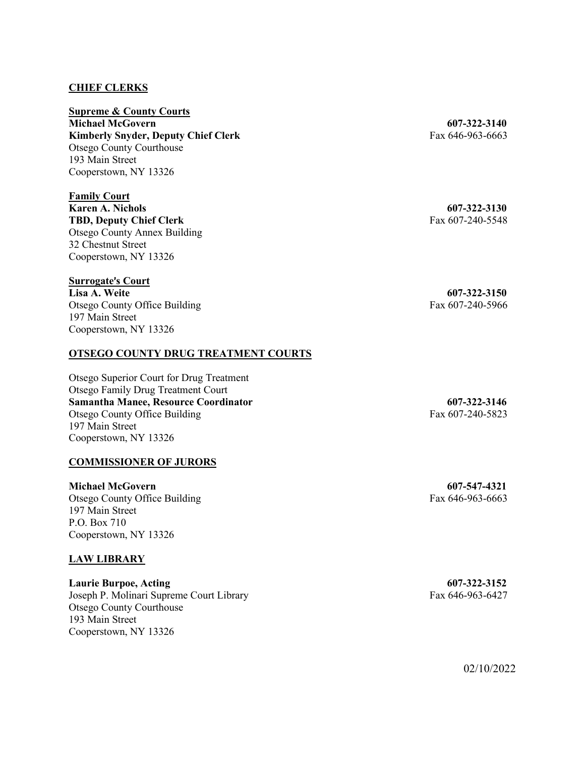## CHIEF CLERKS

**Supreme & County Courts**
**Michael McGovern** — **607-322-3140**
**Kimberly Snyder, Deputy Chief Clerk** — Fax 646-963-6663
Otsego County Courthouse
193 Main Street
Cooperstown, NY 13326

**Family Court**
**Karen A. Nichols** — **607-322-3130**
**TBD, Deputy Chief Clerk** — Fax 607-240-5548
Otsego County Annex Building
32 Chestnut Street
Cooperstown, NY 13326

**Surrogate's Court**
**Lisa A. Weite** — **607-322-3150**
Otsego County Office Building — Fax 607-240-5966
197 Main Street
Cooperstown, NY 13326

## OTSEGO COUNTY DRUG TREATMENT COURTS

Otsego Superior Court for Drug Treatment
Otsego Family Drug Treatment Court
**Samantha Manee, Resource Coordinator** — **607-322-3146**
Otsego County Office Building — Fax 607-240-5823
197 Main Street
Cooperstown, NY 13326

## COMMISSIONER OF JURORS

**Michael McGovern** — **607-547-4321**
Otsego County Office Building — Fax 646-963-6663
197 Main Street
P.O. Box 710
Cooperstown, NY 13326

## LAW LIBRARY

**Laurie Burpoe, Acting** — **607-322-3152**
Joseph P. Molinari Supreme Court Library — Fax 646-963-6427
Otsego County Courthouse
193 Main Street
Cooperstown, NY 13326

02/10/2022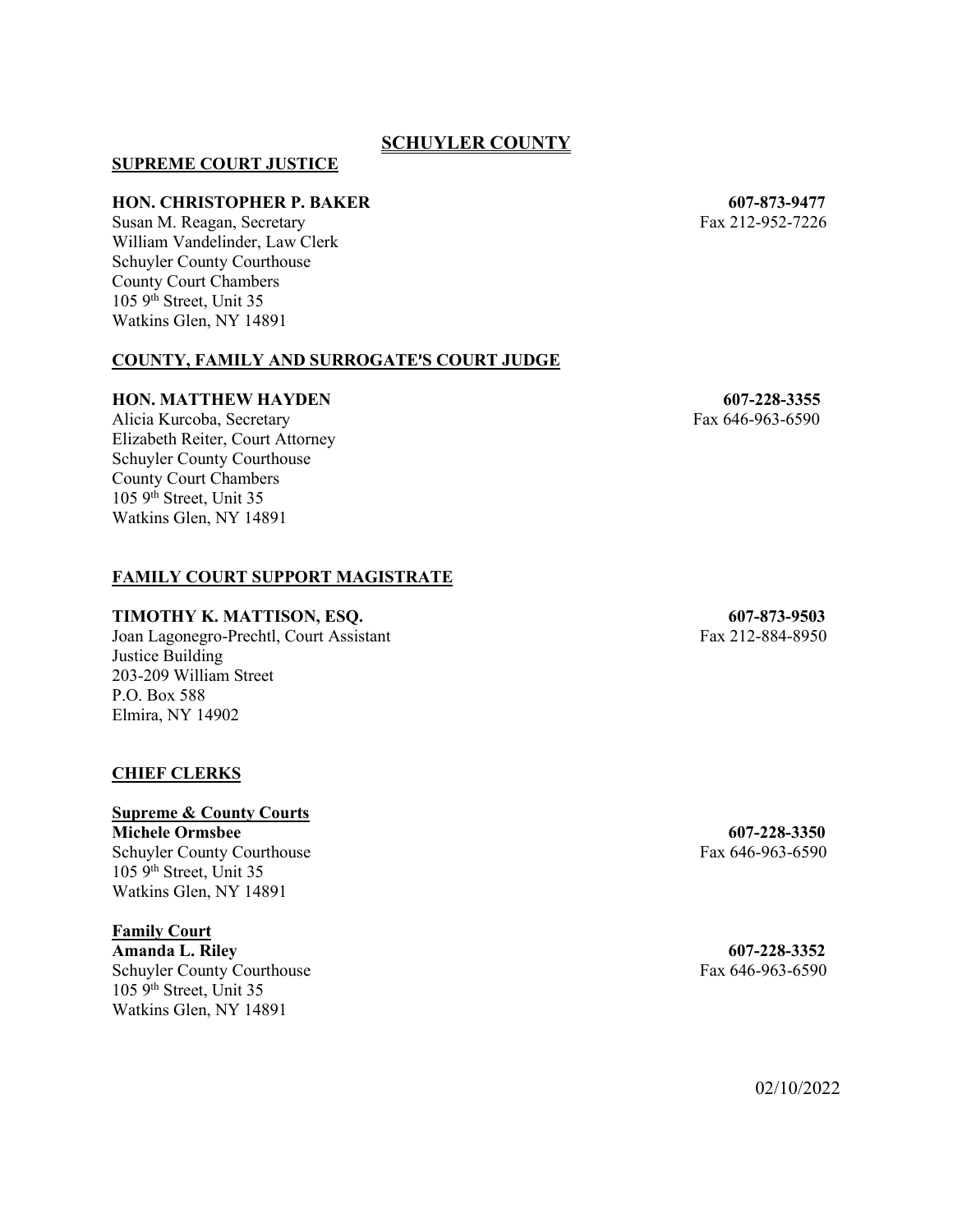# SCHUYLER COUNTY

## SUPREME COURT JUSTICE

**HON. CHRISTOPHER P. BAKER** **607-873-9477**
Susan M. Reagan, Secretary Fax 212-952-7226
William Vandelinder, Law Clerk
Schuyler County Courthouse
County Court Chambers
105 9th Street, Unit 35
Watkins Glen, NY 14891

## COUNTY, FAMILY AND SURROGATE'S COURT JUDGE

**HON. MATTHEW HAYDEN** **607-228-3355**
Alicia Kurcoba, Secretary Fax 646-963-6590
Elizabeth Reiter, Court Attorney
Schuyler County Courthouse
County Court Chambers
105 9th Street, Unit 35
Watkins Glen, NY 14891

## FAMILY COURT SUPPORT MAGISTRATE

**TIMOTHY K. MATTISON, ESQ.** **607-873-9503**
Joan Lagonegro-Prechtl, Court Assistant Fax 212-884-8950
Justice Building
203-209 William Street
P.O. Box 588
Elmira, NY 14902

## CHIEF CLERKS

### Supreme & County Courts

**Michele Ormsbee** **607-228-3350**
Schuyler County Courthouse Fax 646-963-6590
105 9th Street, Unit 35
Watkins Glen, NY 14891

### Family Court

**Amanda L. Riley** **607-228-3352**
Schuyler County Courthouse Fax 646-963-6590
105 9th Street, Unit 35
Watkins Glen, NY 14891

02/10/2022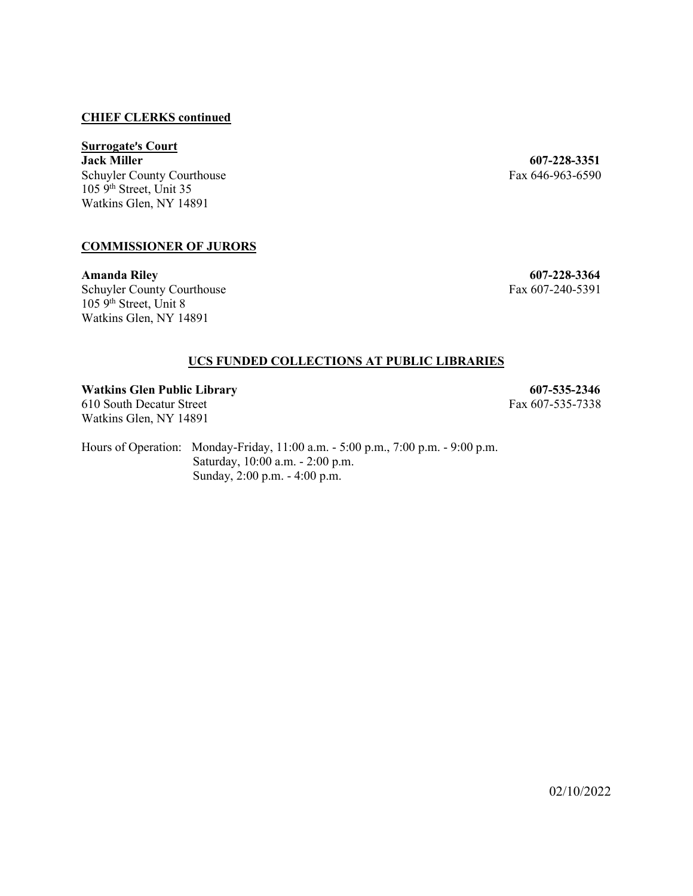**CHIEF CLERKS continued**

**Surrogate's Court**

**Jack Miller** — **607-228-3351**
Schuyler County Courthouse — Fax 646-963-6590
105 9th Street, Unit 35
Watkins Glen, NY 14891

**COMMISSIONER OF JURORS**

**Amanda Riley** — **607-228-3364**
Schuyler County Courthouse — Fax 607-240-5391
105 9th Street, Unit 8
Watkins Glen, NY 14891

**UCS FUNDED COLLECTIONS AT PUBLIC LIBRARIES**

**Watkins Glen Public Library** — **607-535-2346**
610 South Decatur Street — Fax 607-535-7338
Watkins Glen, NY 14891

Hours of Operation: Monday-Friday, 11:00 a.m. - 5:00 p.m., 7:00 p.m. - 9:00 p.m.
Saturday, 10:00 a.m. - 2:00 p.m.
Sunday, 2:00 p.m. - 4:00 p.m.

02/10/2022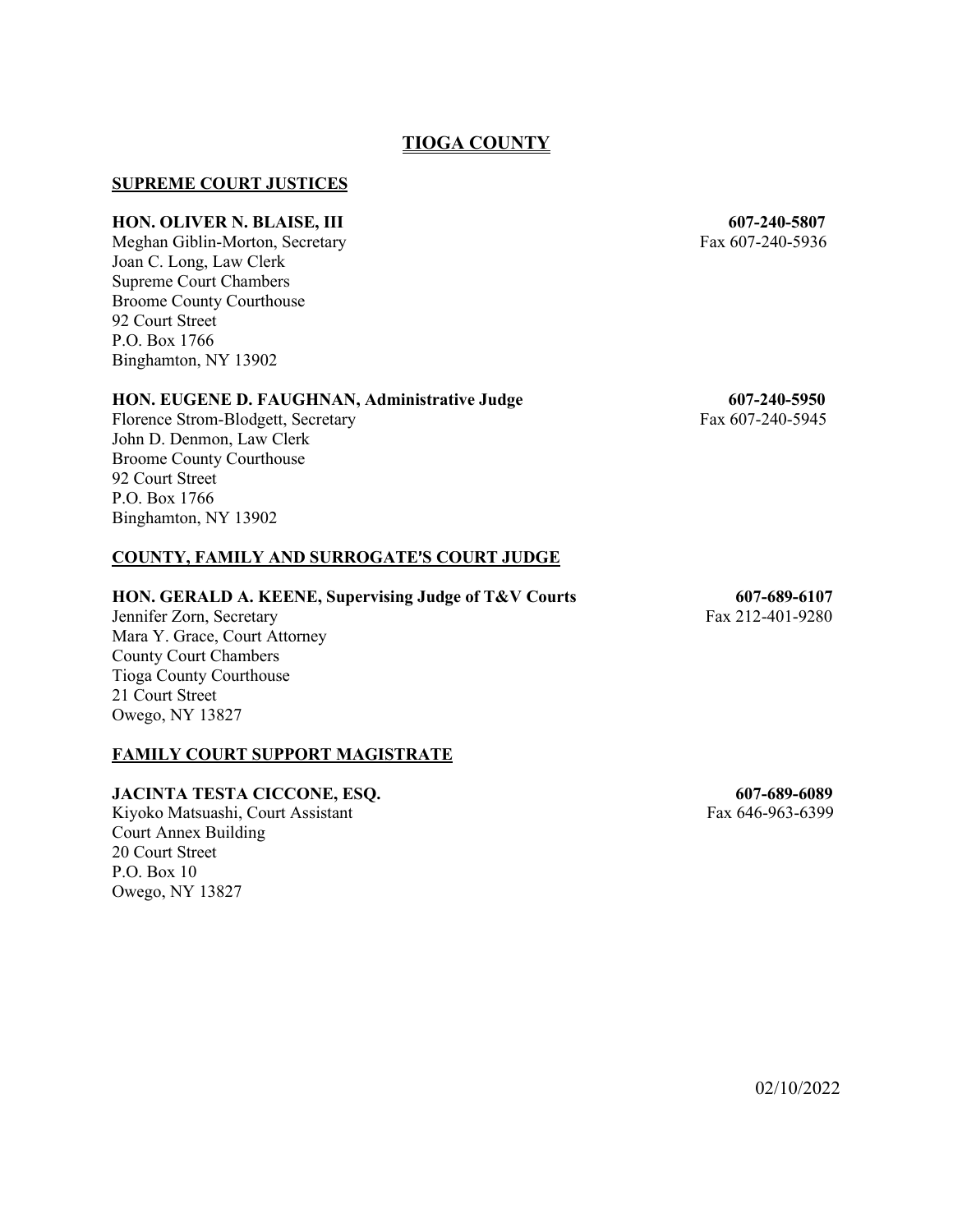# TIOGA COUNTY

## SUPREME COURT JUSTICES

**HON. OLIVER N. BLAISE, III** **607-240-5807**
Meghan Giblin-Morton, Secretary Fax 607-240-5936
Joan C. Long, Law Clerk
Supreme Court Chambers
Broome County Courthouse
92 Court Street
P.O. Box 1766
Binghamton, NY 13902

**HON. EUGENE D. FAUGHNAN, Administrative Judge** **607-240-5950**
Florence Strom-Blodgett, Secretary Fax 607-240-5945
John D. Denmon, Law Clerk
Broome County Courthouse
92 Court Street
P.O. Box 1766
Binghamton, NY 13902

## COUNTY, FAMILY AND SURROGATE'S COURT JUDGE

**HON. GERALD A. KEENE, Supervising Judge of T&V Courts** **607-689-6107**
Jennifer Zorn, Secretary Fax 212-401-9280
Mara Y. Grace, Court Attorney
County Court Chambers
Tioga County Courthouse
21 Court Street
Owego, NY 13827

## FAMILY COURT SUPPORT MAGISTRATE

**JACINTA TESTA CICCONE, ESQ.** **607-689-6089**
Kiyoko Matsuashi, Court Assistant Fax 646-963-6399
Court Annex Building
20 Court Street
P.O. Box 10
Owego, NY 13827

02/10/2022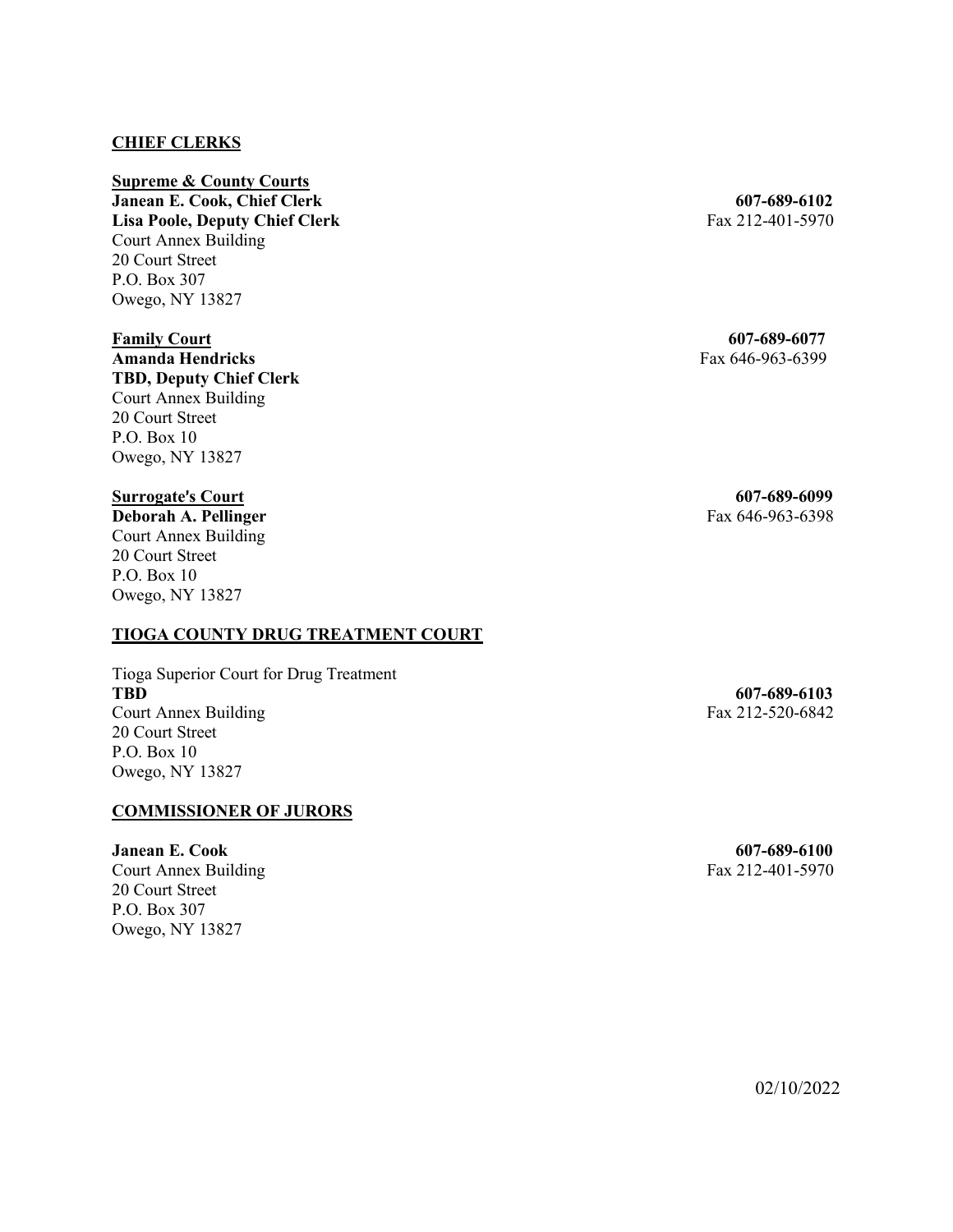## CHIEF CLERKS

**Supreme & County Courts**
**Janean E. Cook, Chief Clerk** **607-689-6102**
**Lisa Poole, Deputy Chief Clerk** Fax 212-401-5970
Court Annex Building
20 Court Street
P.O. Box 307
Owego, NY 13827

**Family Court** **607-689-6077**
**Amanda Hendricks** Fax 646-963-6399
**TBD, Deputy Chief Clerk**
Court Annex Building
20 Court Street
P.O. Box 10
Owego, NY 13827

**Surrogate's Court** **607-689-6099**
**Deborah A. Pellinger** Fax 646-963-6398
Court Annex Building
20 Court Street
P.O. Box 10
Owego, NY 13827

## TIOGA COUNTY DRUG TREATMENT COURT

Tioga Superior Court for Drug Treatment
**TBD** **607-689-6103**
Court Annex Building Fax 212-520-6842
20 Court Street
P.O. Box 10
Owego, NY 13827

## COMMISSIONER OF JURORS

**Janean E. Cook** **607-689-6100**
Court Annex Building Fax 212-401-5970
20 Court Street
P.O. Box 307
Owego, NY 13827

02/10/2022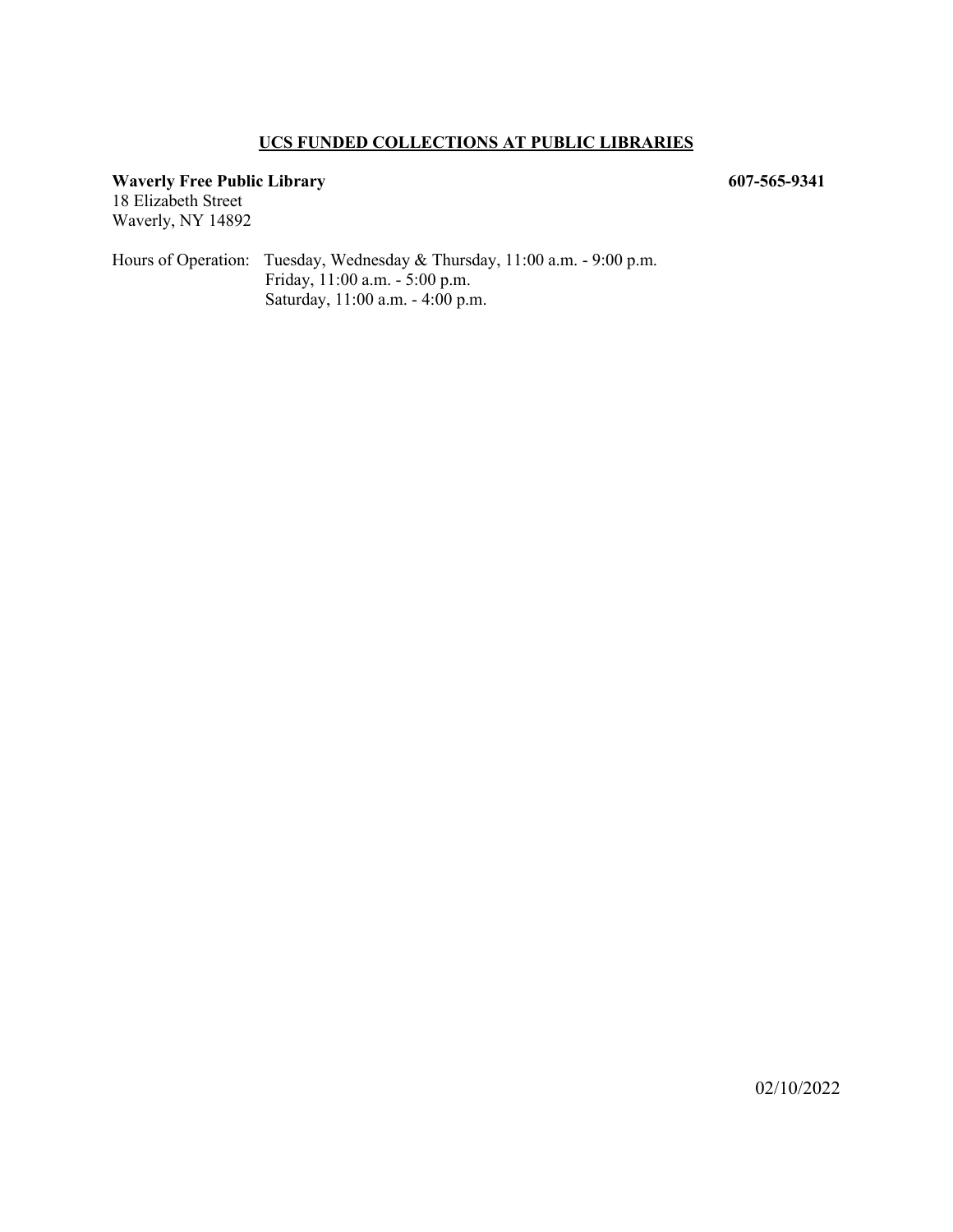**<u>UCS FUNDED COLLECTIONS AT PUBLIC LIBRARIES</u>**

**Waverly Free Public Library** **607-565-9341**
18 Elizabeth Street
Waverly, NY 14892

Hours of Operation: Tuesday, Wednesday & Thursday, 11:00 a.m. - 9:00 p.m.
Friday, 11:00 a.m. - 5:00 p.m.
Saturday, 11:00 a.m. - 4:00 p.m.

02/10/2022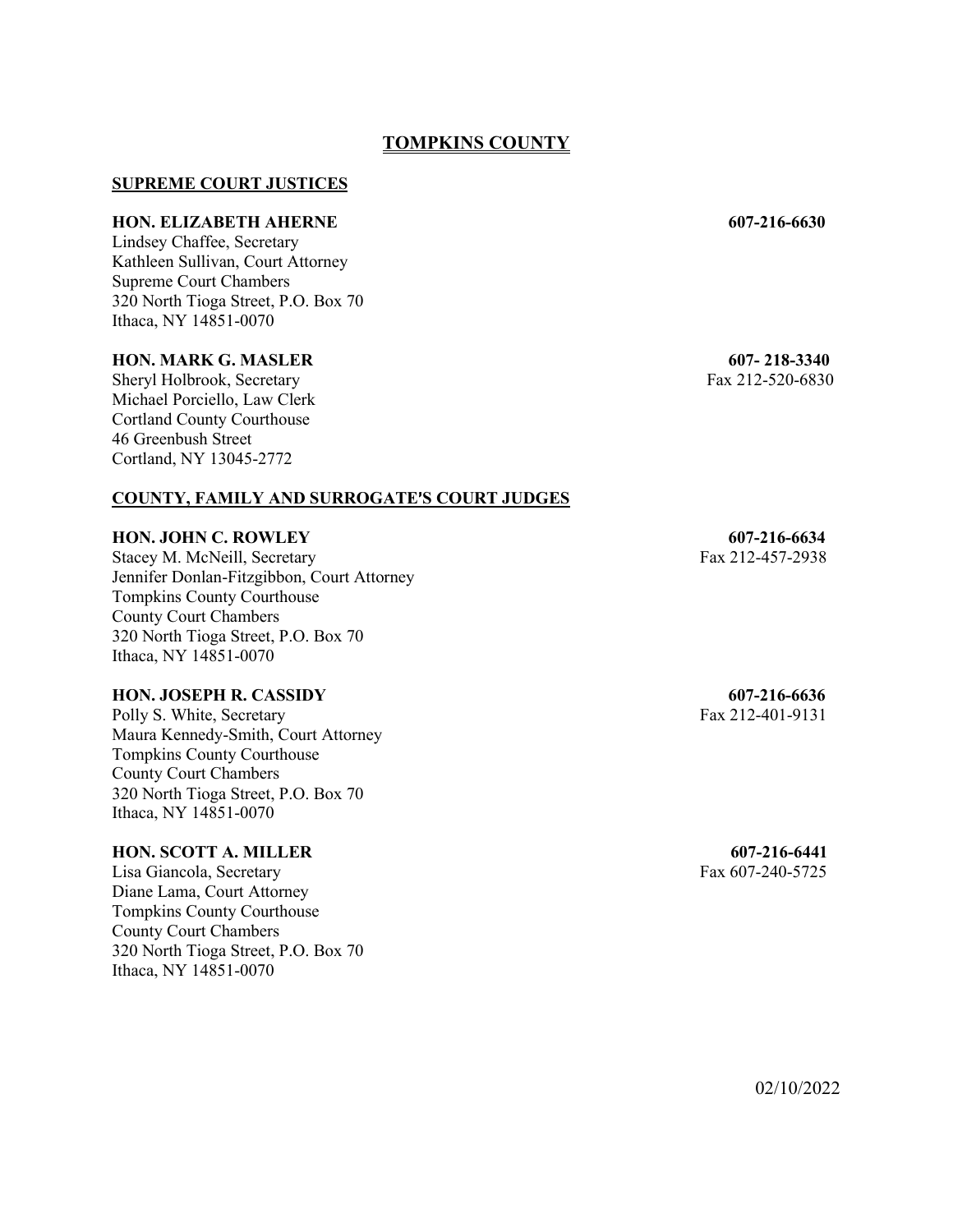# TOMPKINS COUNTY

## SUPREME COURT JUSTICES

**HON. ELIZABETH AHERNE** **607-216-6630**

Lindsey Chaffee, Secretary
Kathleen Sullivan, Court Attorney
Supreme Court Chambers
320 North Tioga Street, P.O. Box 70
Ithaca, NY 14851-0070

**HON. MARK G. MASLER** **607- 218-3340**

Sheryl Holbrook, Secretary — Fax 212-520-6830
Michael Porciello, Law Clerk
Cortland County Courthouse
46 Greenbush Street
Cortland, NY 13045-2772

## COUNTY, FAMILY AND SURROGATE'S COURT JUDGES

**HON. JOHN C. ROWLEY** **607-216-6634**

Stacey M. McNeill, Secretary — Fax 212-457-2938
Jennifer Donlan-Fitzgibbon, Court Attorney
Tompkins County Courthouse
County Court Chambers
320 North Tioga Street, P.O. Box 70
Ithaca, NY 14851-0070

**HON. JOSEPH R. CASSIDY** **607-216-6636**

Polly S. White, Secretary — Fax 212-401-9131
Maura Kennedy-Smith, Court Attorney
Tompkins County Courthouse
County Court Chambers
320 North Tioga Street, P.O. Box 70
Ithaca, NY 14851-0070

**HON. SCOTT A. MILLER** **607-216-6441**

Lisa Giancola, Secretary — Fax 607-240-5725
Diane Lama, Court Attorney
Tompkins County Courthouse
County Court Chambers
320 North Tioga Street, P.O. Box 70
Ithaca, NY 14851-0070

02/10/2022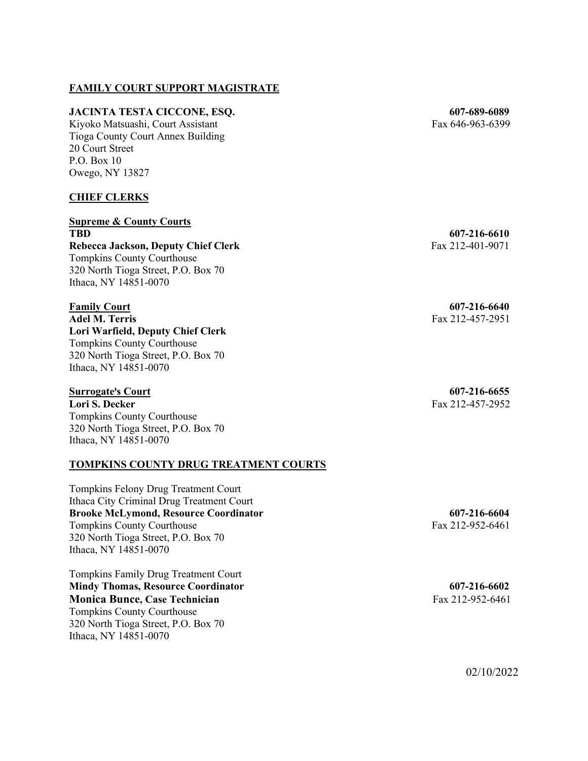## FAMILY COURT SUPPORT MAGISTRATE

**JACINTA TESTA CICCONE, ESQ.** **607-689-6089**
Kiyoko Matsuashi, Court Assistant Fax 646-963-6399
Tioga County Court Annex Building
20 Court Street
P.O. Box 10
Owego, NY 13827

## CHIEF CLERKS

**Supreme & County Courts**
**TBD** **607-216-6610**
**Rebecca Jackson, Deputy Chief Clerk** Fax 212-401-9071
Tompkins County Courthouse
320 North Tioga Street, P.O. Box 70
Ithaca, NY 14851-0070

**Family Court** **607-216-6640**
**Adel M. Terris** Fax 212-457-2951
**Lori Warfield, Deputy Chief Clerk**
Tompkins County Courthouse
320 North Tioga Street, P.O. Box 70
Ithaca, NY 14851-0070

**Surrogate's Court** **607-216-6655**
**Lori S. Decker** Fax 212-457-2952
Tompkins County Courthouse
320 North Tioga Street, P.O. Box 70
Ithaca, NY 14851-0070

## TOMPKINS COUNTY DRUG TREATMENT COURTS

Tompkins Felony Drug Treatment Court
Ithaca City Criminal Drug Treatment Court
**Brooke McLymond, Resource Coordinator** **607-216-6604**
Tompkins County Courthouse Fax 212-952-6461
320 North Tioga Street, P.O. Box 70
Ithaca, NY 14851-0070

Tompkins Family Drug Treatment Court
**Mindy Thomas, Resource Coordinator** **607-216-6602**
**Monica Bunce, Case Technician** Fax 212-952-6461
Tompkins County Courthouse
320 North Tioga Street, P.O. Box 70
Ithaca, NY 14851-0070

02/10/2022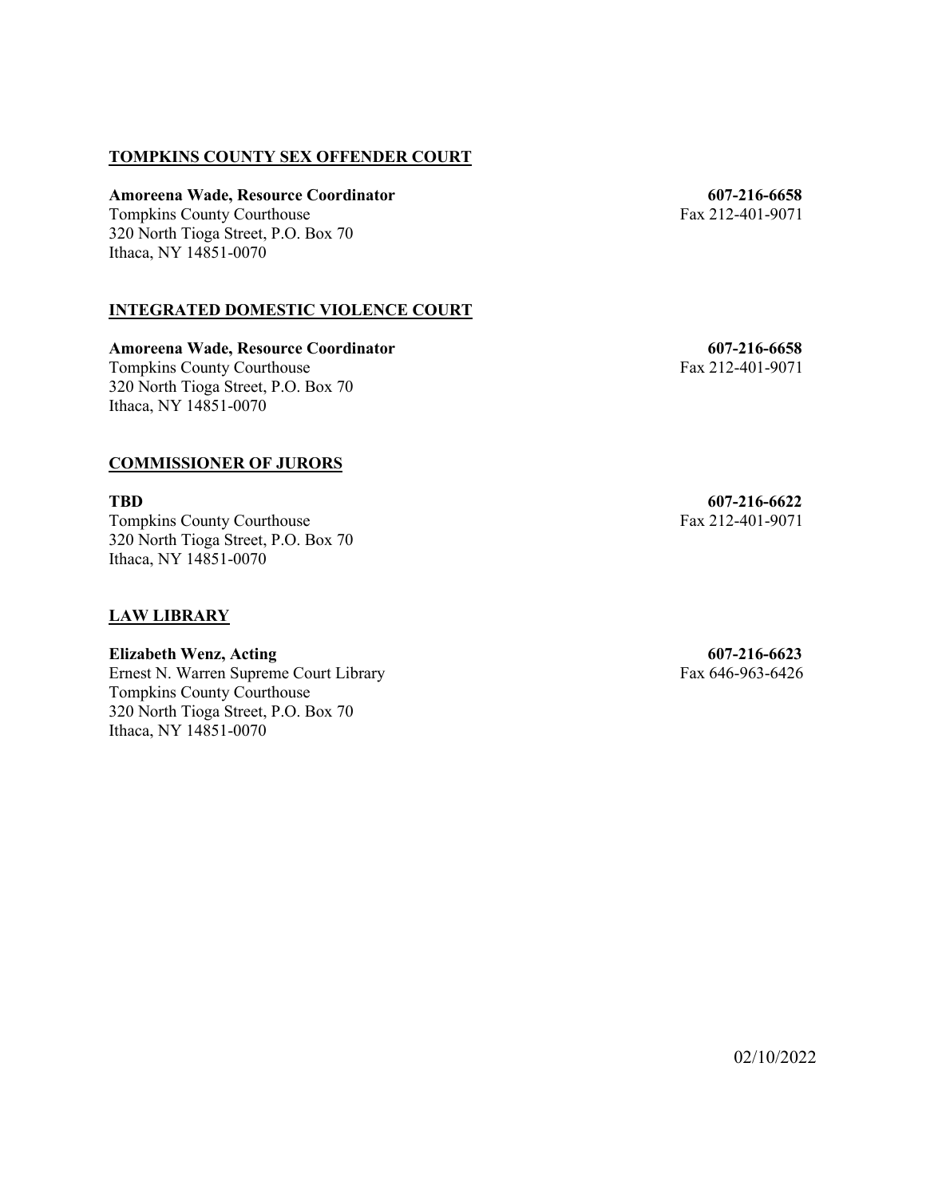## TOMPKINS COUNTY SEX OFFENDER COURT

**Amoreena Wade, Resource Coordinator** **607-216-6658**
Tompkins County Courthouse Fax 212-401-9071
320 North Tioga Street, P.O. Box 70
Ithaca, NY 14851-0070

## INTEGRATED DOMESTIC VIOLENCE COURT

**Amoreena Wade, Resource Coordinator** **607-216-6658**
Tompkins County Courthouse Fax 212-401-9071
320 North Tioga Street, P.O. Box 70
Ithaca, NY 14851-0070

## COMMISSIONER OF JURORS

**TBD** **607-216-6622**
Tompkins County Courthouse Fax 212-401-9071
320 North Tioga Street, P.O. Box 70
Ithaca, NY 14851-0070

## LAW LIBRARY

**Elizabeth Wenz, Acting** **607-216-6623**
Ernest N. Warren Supreme Court Library Fax 646-963-6426
Tompkins County Courthouse
320 North Tioga Street, P.O. Box 70
Ithaca, NY 14851-0070

02/10/2022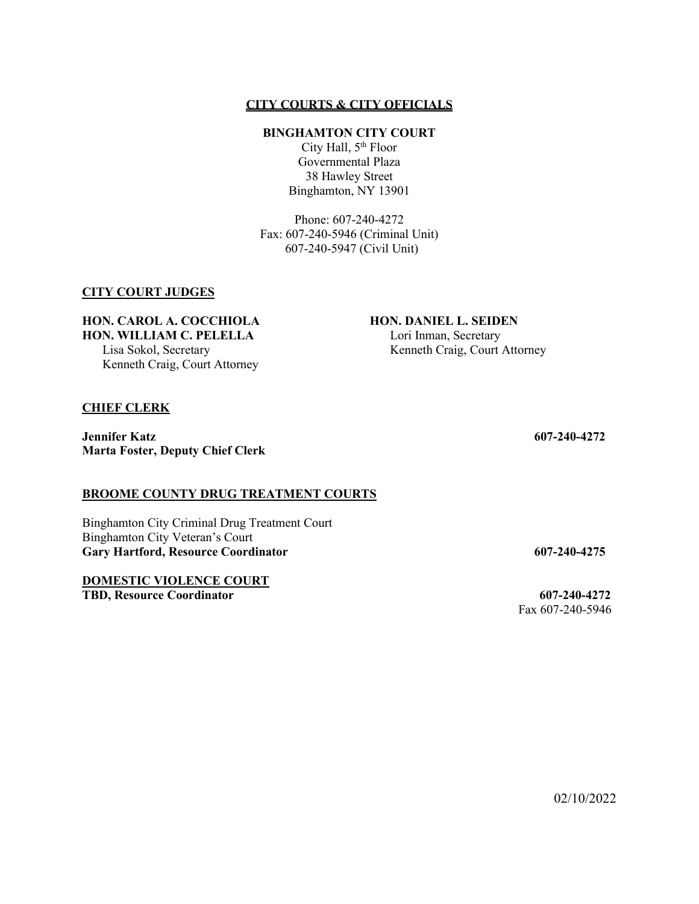## CITY COURTS & CITY OFFICIALS

**BINGHAMTON CITY COURT**
City Hall, 5th Floor
Governmental Plaza
38 Hawley Street
Binghamton, NY 13901

Phone: 607-240-4272
Fax: 607-240-5946 (Criminal Unit)
607-240-5947 (Civil Unit)

### CITY COURT JUDGES

**HON. CAROL A. COCCHIOLA**
**HON. WILLIAM C. PELELLA**
Lisa Sokol, Secretary
Kenneth Craig, Court Attorney

**HON. DANIEL L. SEIDEN**
Lori Inman, Secretary
Kenneth Craig, Court Attorney

### CHIEF CLERK

**Jennifer Katz** **607-240-4272**
**Marta Foster, Deputy Chief Clerk**

### BROOME COUNTY DRUG TREATMENT COURTS

Binghamton City Criminal Drug Treatment Court
Binghamton City Veteran's Court
**Gary Hartford, Resource Coordinator** **607-240-4275**

### DOMESTIC VIOLENCE COURT

**TBD, Resource Coordinator** **607-240-4272**
Fax 607-240-5946

02/10/2022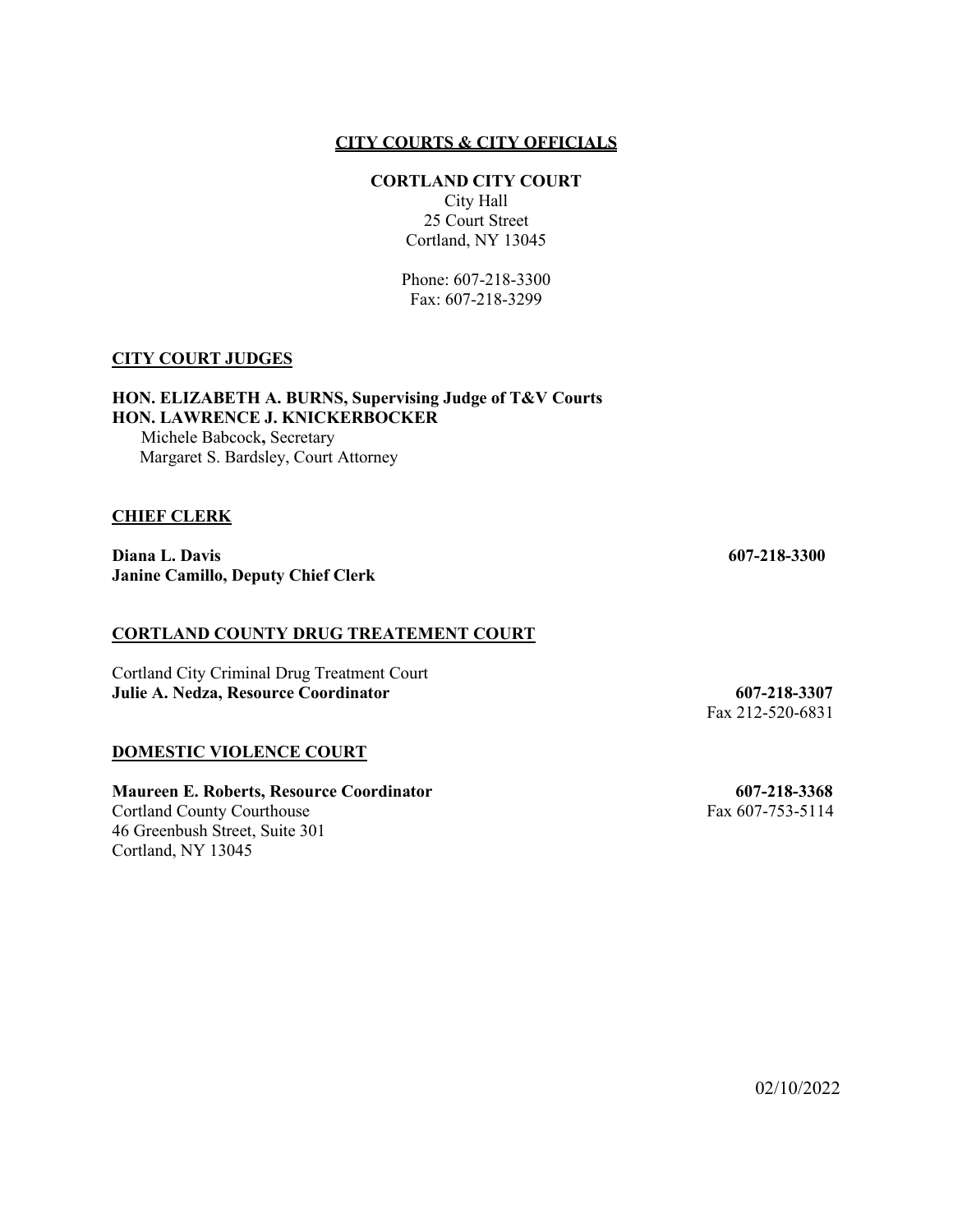## CITY COURTS & CITY OFFICIALS

**CORTLAND CITY COURT**
City Hall
25 Court Street
Cortland, NY 13045

Phone: 607-218-3300
Fax: 607-218-3299

### CITY COURT JUDGES

**HON. ELIZABETH A. BURNS, Supervising Judge of T&V Courts**
**HON. LAWRENCE J. KNICKERBOCKER**
Michele Babcock, Secretary
Margaret S. Bardsley, Court Attorney

### CHIEF CLERK

**Diana L. Davis** **607-218-3300**
**Janine Camillo, Deputy Chief Clerk**

### CORTLAND COUNTY DRUG TREATEMENT COURT

Cortland City Criminal Drug Treatment Court
**Julie A. Nedza, Resource Coordinator** **607-218-3307**
Fax 212-520-6831

### DOMESTIC VIOLENCE COURT

**Maureen E. Roberts, Resource Coordinator** **607-218-3368**
Cortland County Courthouse Fax 607-753-5114
46 Greenbush Street, Suite 301
Cortland, NY 13045

02/10/2022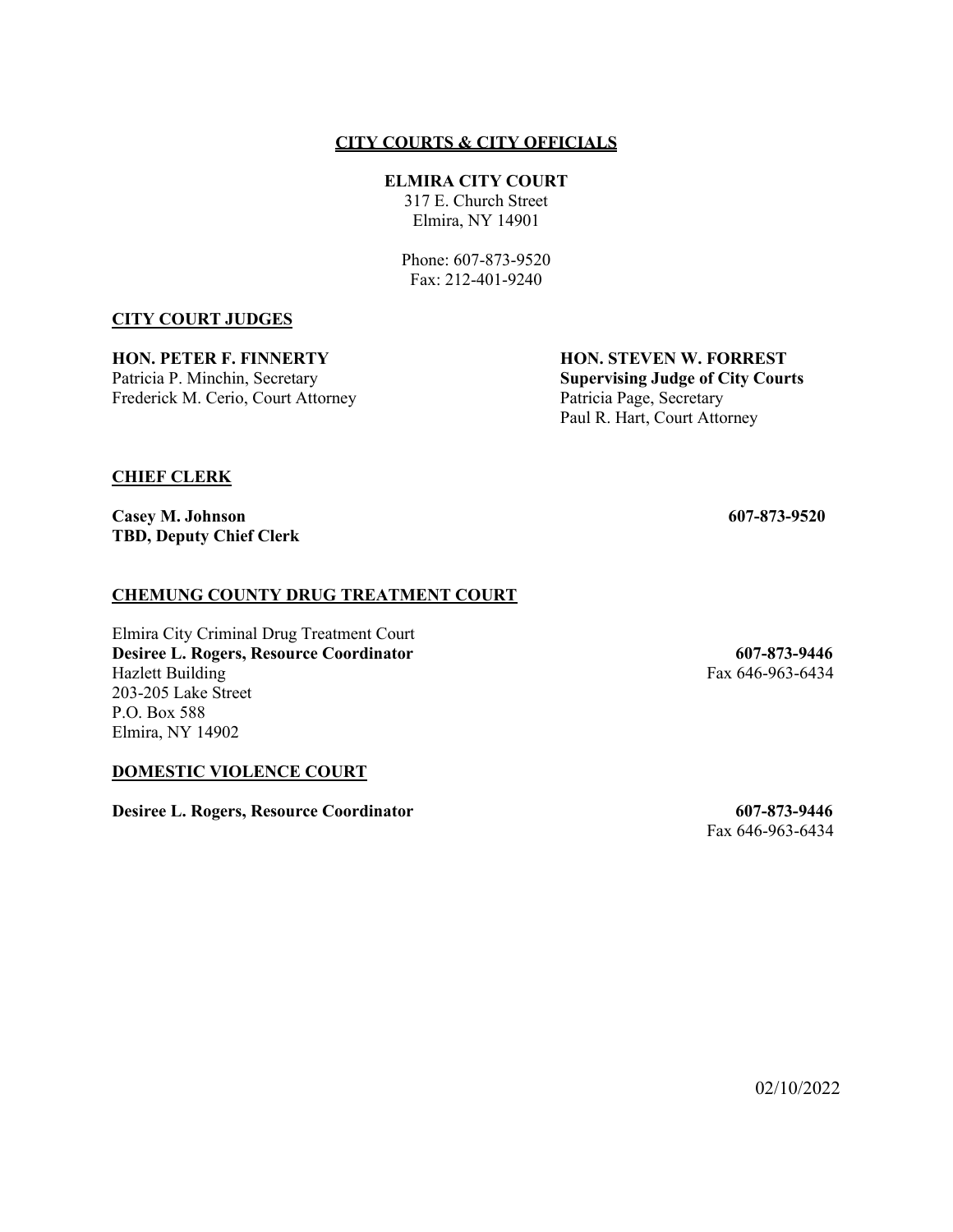## CITY COURTS & CITY OFFICIALS

**ELMIRA CITY COURT**
317 E. Church Street
Elmira, NY 14901

Phone: 607-873-9520
Fax: 212-401-9240

### CITY COURT JUDGES

**HON. PETER F. FINNERTY**
Patricia P. Minchin, Secretary
Frederick M. Cerio, Court Attorney

**HON. STEVEN W. FORREST**
**Supervising Judge of City Courts**
Patricia Page, Secretary
Paul R. Hart, Court Attorney

### CHIEF CLERK

**Casey M. Johnson** **607-873-9520**
**TBD, Deputy Chief Clerk**

### CHEMUNG COUNTY DRUG TREATMENT COURT

Elmira City Criminal Drug Treatment Court
**Desiree L. Rogers, Resource Coordinator** **607-873-9446**
Hazlett Building Fax 646-963-6434
203-205 Lake Street
P.O. Box 588
Elmira, NY 14902

### DOMESTIC VIOLENCE COURT

**Desiree L. Rogers, Resource Coordinator** **607-873-9446**
Fax 646-963-6434

02/10/2022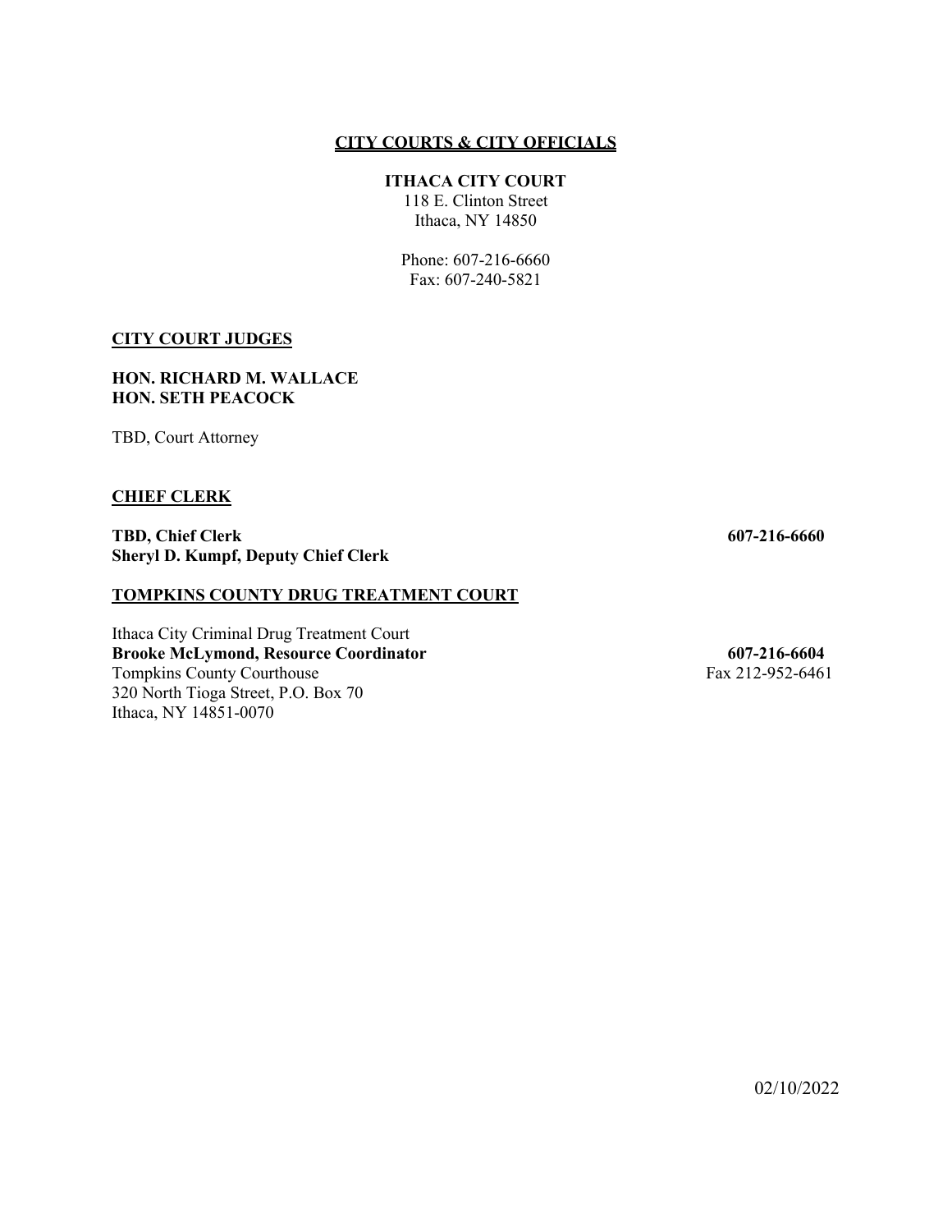## CITY COURTS & CITY OFFICIALS

**ITHACA CITY COURT**
118 E. Clinton Street
Ithaca, NY 14850

Phone: 607-216-6660
Fax: 607-240-5821

### CITY COURT JUDGES

**HON. RICHARD M. WALLACE**
**HON. SETH PEACOCK**

TBD, Court Attorney

### CHIEF CLERK

**TBD, Chief Clerk** **607-216-6660**
**Sheryl D. Kumpf, Deputy Chief Clerk**

### TOMPKINS COUNTY DRUG TREATMENT COURT

Ithaca City Criminal Drug Treatment Court
**Brooke McLymond, Resource Coordinator** **607-216-6604**
Tompkins County Courthouse Fax 212-952-6461
320 North Tioga Street, P.O. Box 70
Ithaca, NY 14851-0070

02/10/2022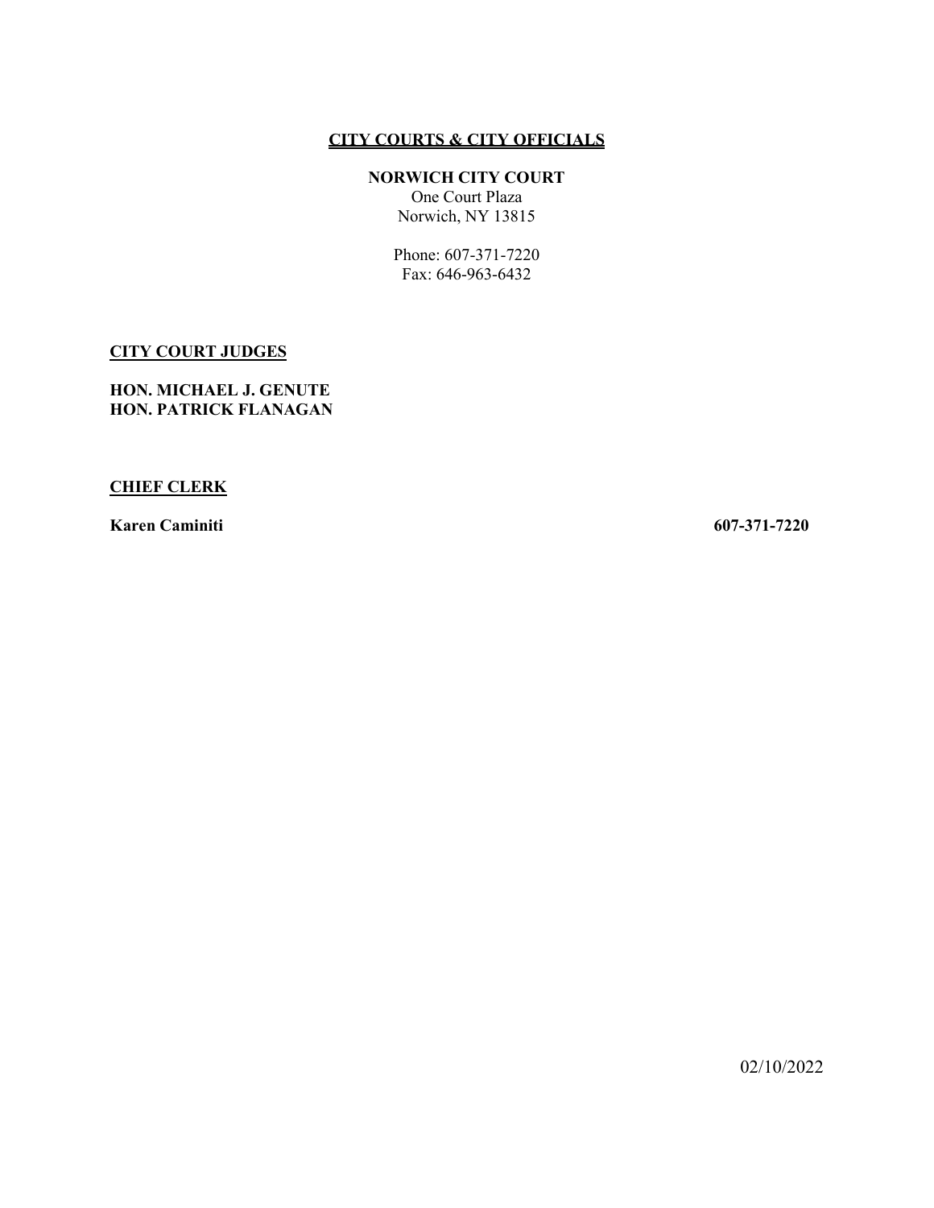# CITY COURTS & CITY OFFICIALS

## NORWICH CITY COURT

One Court Plaza
Norwich, NY 13815

Phone: 607-371-7220
Fax: 646-963-6432

### CITY COURT JUDGES

**HON. MICHAEL J. GENUTE**
**HON. PATRICK FLANAGAN**

### CHIEF CLERK

**Karen Caminiti** **607-371-7220**

02/10/2022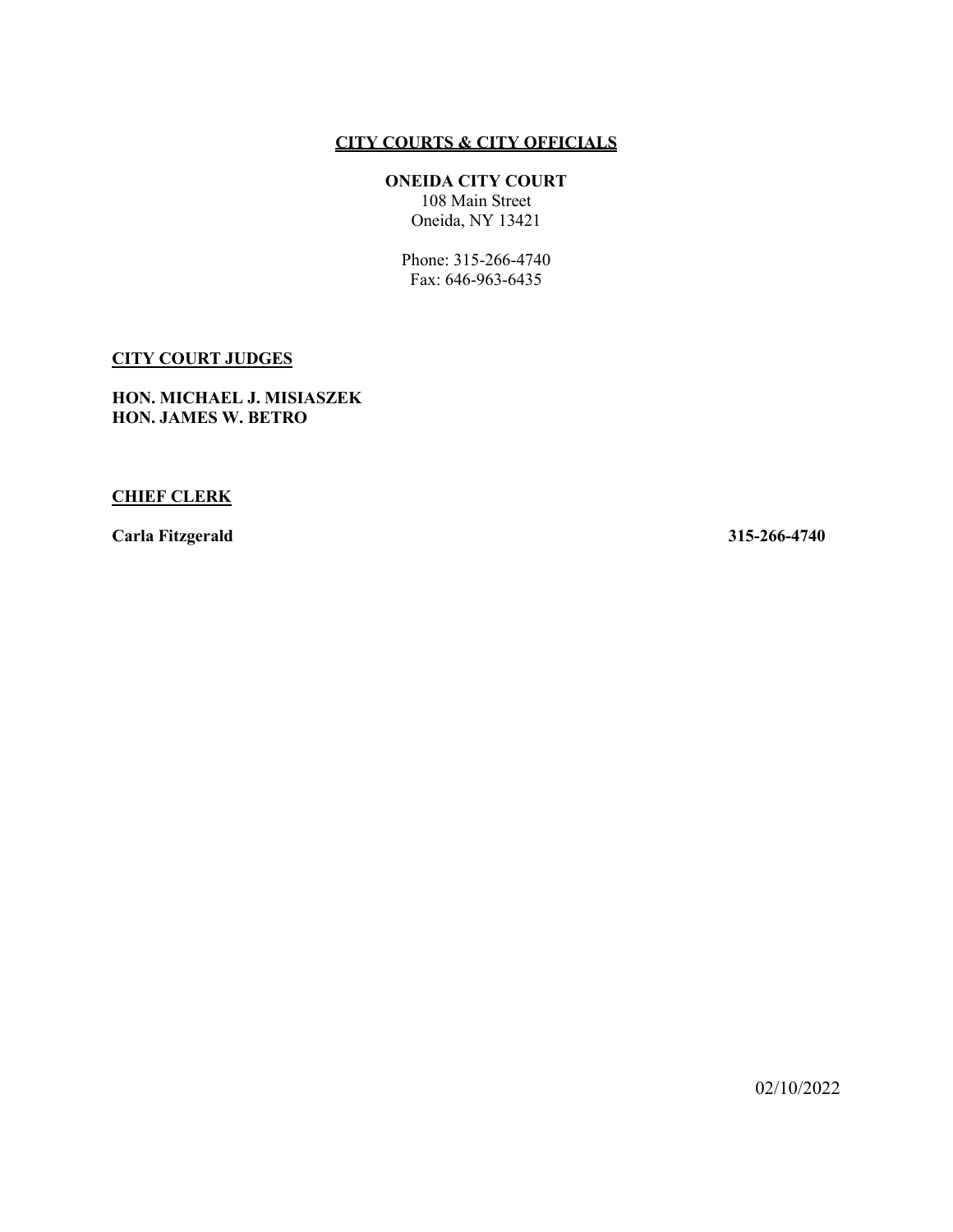## CITY COURTS & CITY OFFICIALS

**ONEIDA CITY COURT**
108 Main Street
Oneida, NY 13421

Phone: 315-266-4740
Fax: 646-963-6435

### CITY COURT JUDGES

**HON. MICHAEL J. MISIASZEK**
**HON. JAMES W. BETRO**

### CHIEF CLERK

**Carla Fitzgerald** **315-266-4740**

02/10/2022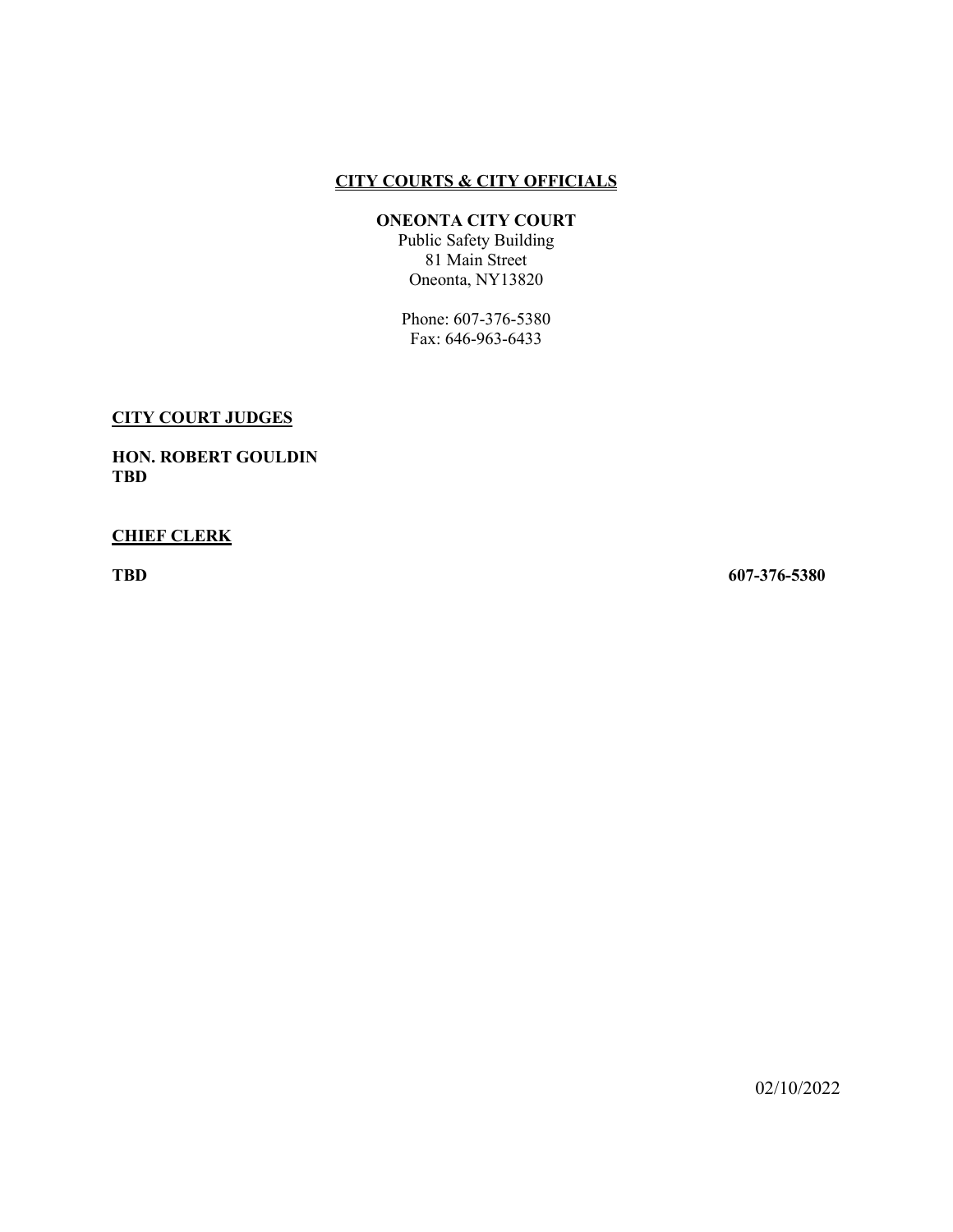## CITY COURTS & CITY OFFICIALS

### ONEONTA CITY COURT

Public Safety Building
81 Main Street
Oneonta, NY13820

Phone: 607-376-5380
Fax: 646-963-6433

**CITY COURT JUDGES**

**HON. ROBERT GOULDIN**
**TBD**

**CHIEF CLERK**

**TBD** **607-376-5380**

02/10/2022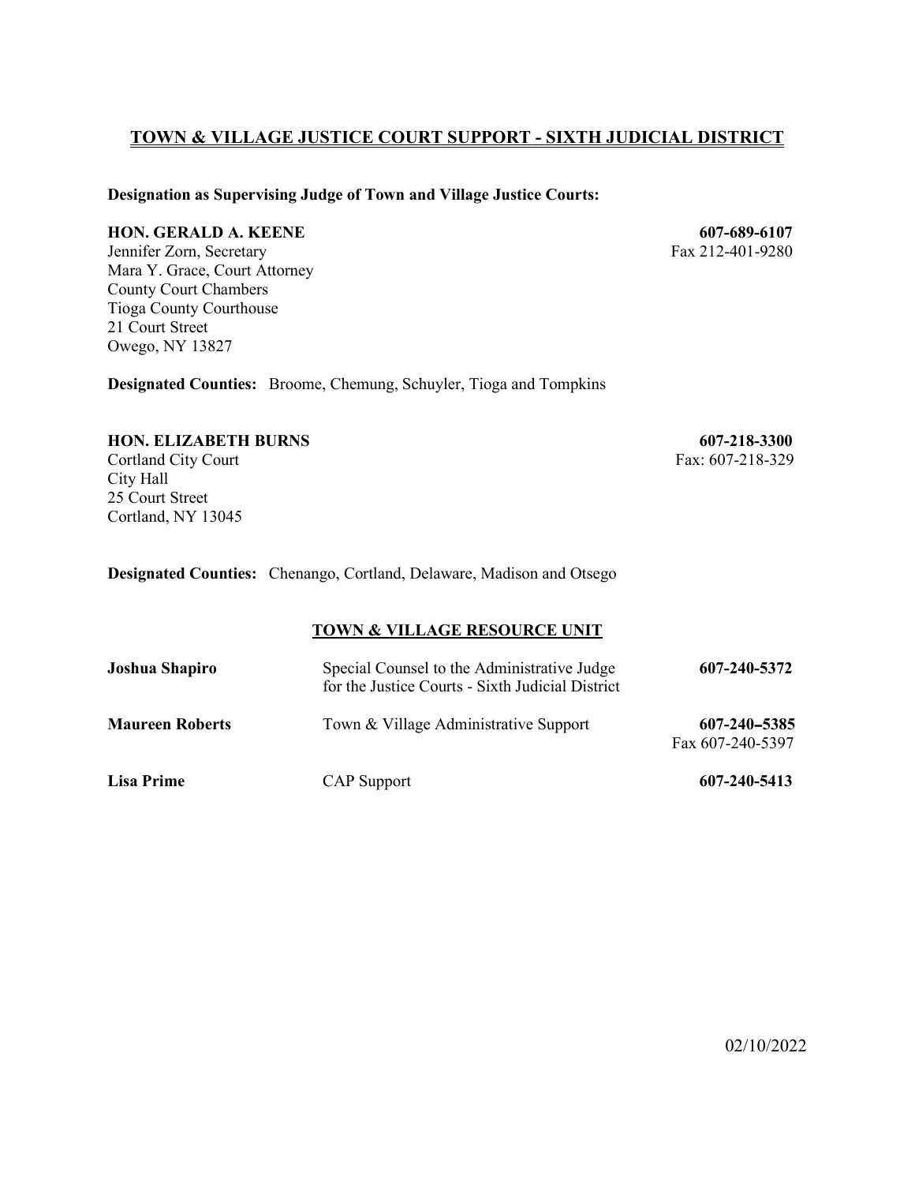## TOWN & VILLAGE JUSTICE COURT SUPPORT - SIXTH JUDICIAL DISTRICT

**Designation as Supervising Judge of Town and Village Justice Courts:**

**HON. GERALD A. KEENE** **607-689-6107**
Jennifer Zorn, Secretary Fax 212-401-9280
Mara Y. Grace, Court Attorney
County Court Chambers
Tioga County Courthouse
21 Court Street
Owego, NY 13827

**Designated Counties:** Broome, Chemung, Schuyler, Tioga and Tompkins

**HON. ELIZABETH BURNS** **607-218-3300**
Cortland City Court Fax: 607-218-329
City Hall
25 Court Street
Cortland, NY 13045

**Designated Counties:** Chenango, Cortland, Delaware, Madison and Otsego

### TOWN & VILLAGE RESOURCE UNIT

| | | |
|---|---|---|
| **Joshua Shapiro** | Special Counsel to the Administrative Judge for the Justice Courts - Sixth Judicial District | **607-240-5372** |
| **Maureen Roberts** | Town & Village Administrative Support | **607-240–5385** Fax 607-240-5397 |
| **Lisa Prime** | CAP Support | **607-240-5413** |

02/10/2022